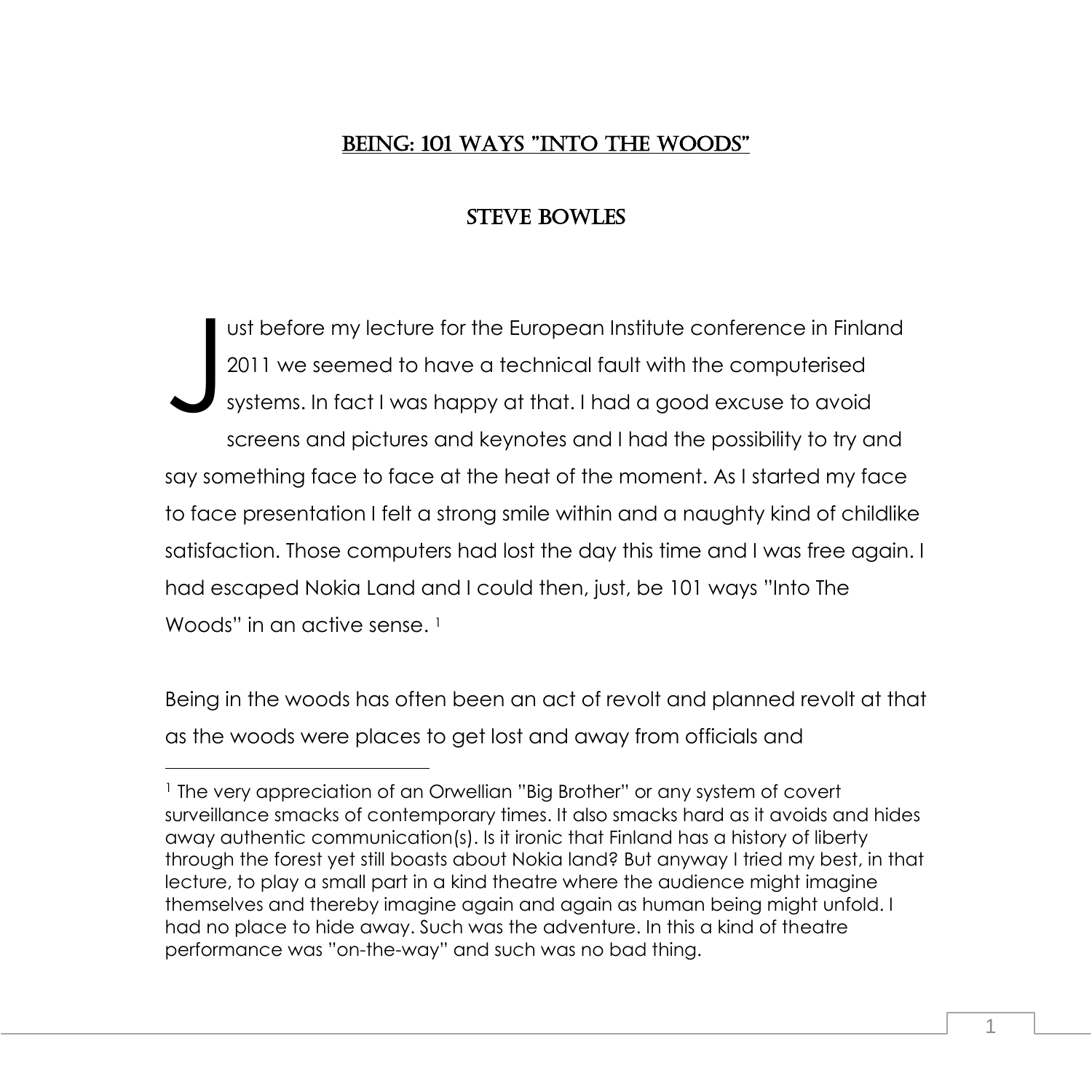# BEING: 101 WAYS "INTO THE WOODS"

## STEVE BOWLES

Just before my lecture for the European Institute conference in Finland 2011 we seemed to have a technical fault with the computerised systems. In fact I was happy at that. I had a good excuse to avoid screens and pictures and keynotes and I had the possibility to try and say something face to face at the heat of the moment. As I started my face to face presentation I felt a strong smile within and a naughty kind of childlike satisfaction. Those computers had lost the day this time and I was free again. I had escaped Nokia Land and I could then, just, be 101 ways "Into The Woods" in an active sense. [1]

Being in the woods has often been an act of revolt and planned revolt at that as the woods were places to get lost and away from officials and

---

[1] The very appreciation of an Orwellian "Big Brother" or any system of covert surveillance smacks of contemporary times. It also smacks hard as it avoids and hides away authentic communication(s). Is it ironic that Finland has a history of liberty through the forest yet still boasts about Nokia land? But anyway I tried my best, in that lecture, to play a small part in a kind theatre where the audience might imagine themselves and thereby imagine again and again as human being might unfold. I had no place to hide away. Such was the adventure. In this a kind of theatre performance was "on-the-way" and such was no bad thing.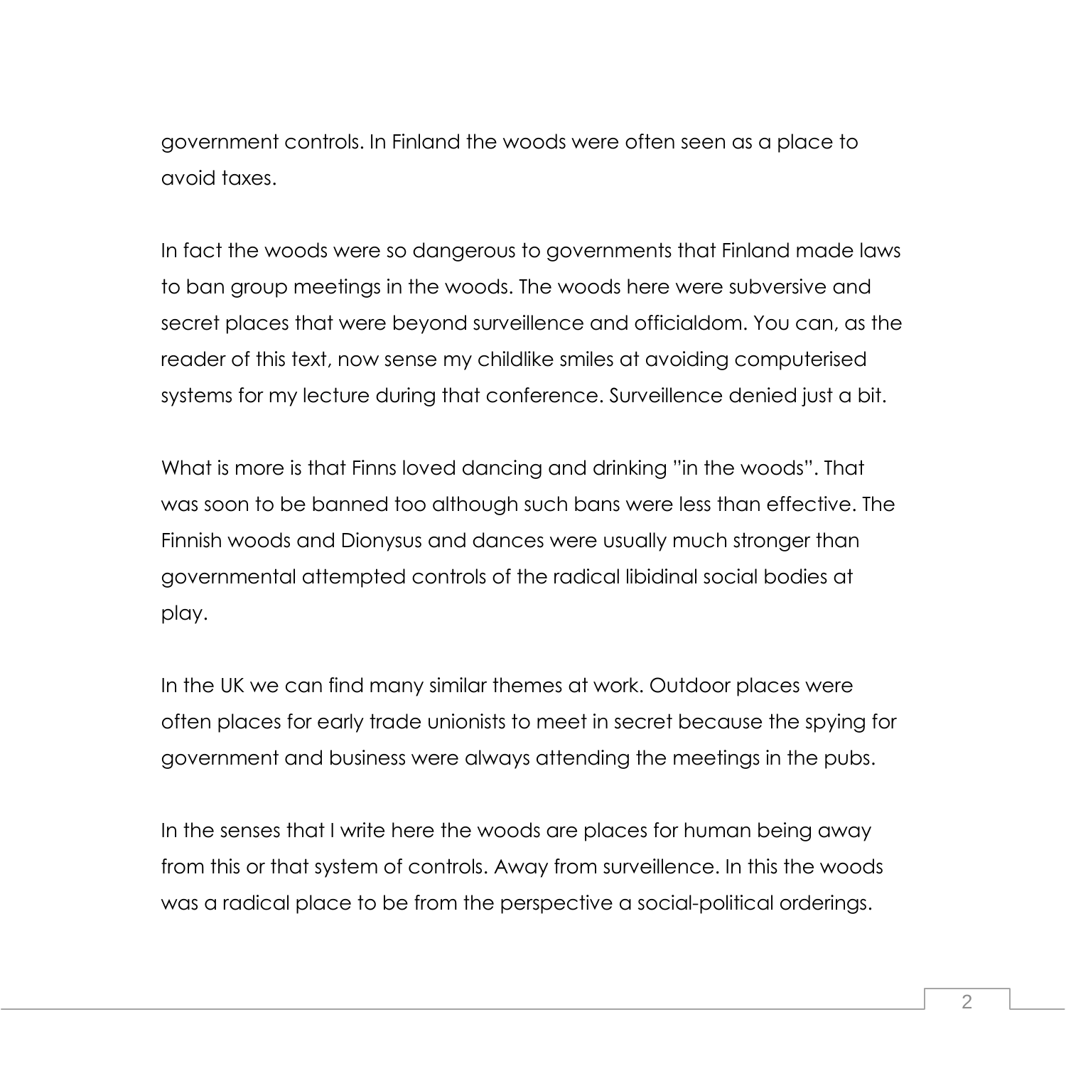government controls. In Finland the woods were often seen as a place to avoid taxes.

In fact the woods were so dangerous to governments that Finland made laws to ban group meetings in the woods. The woods here were subversive and secret places that were beyond surveillence and officialdom. You can, as the reader of this text, now sense my childlike smiles at avoiding computerised systems for my lecture during that conference. Surveillence denied just a bit.

What is more is that Finns loved dancing and drinking "in the woods". That was soon to be banned too although such bans were less than effective. The Finnish woods and Dionysus and dances were usually much stronger than governmental attempted controls of the radical libidinal social bodies at play.

In the UK we can find many similar themes at work. Outdoor places were often places for early trade unionists to meet in secret because the spying for government and business were always attending the meetings in the pubs.

In the senses that I write here the woods are places for human being away from this or that system of controls. Away from surveillence. In this the woods was a radical place to be from the perspective a social-political orderings.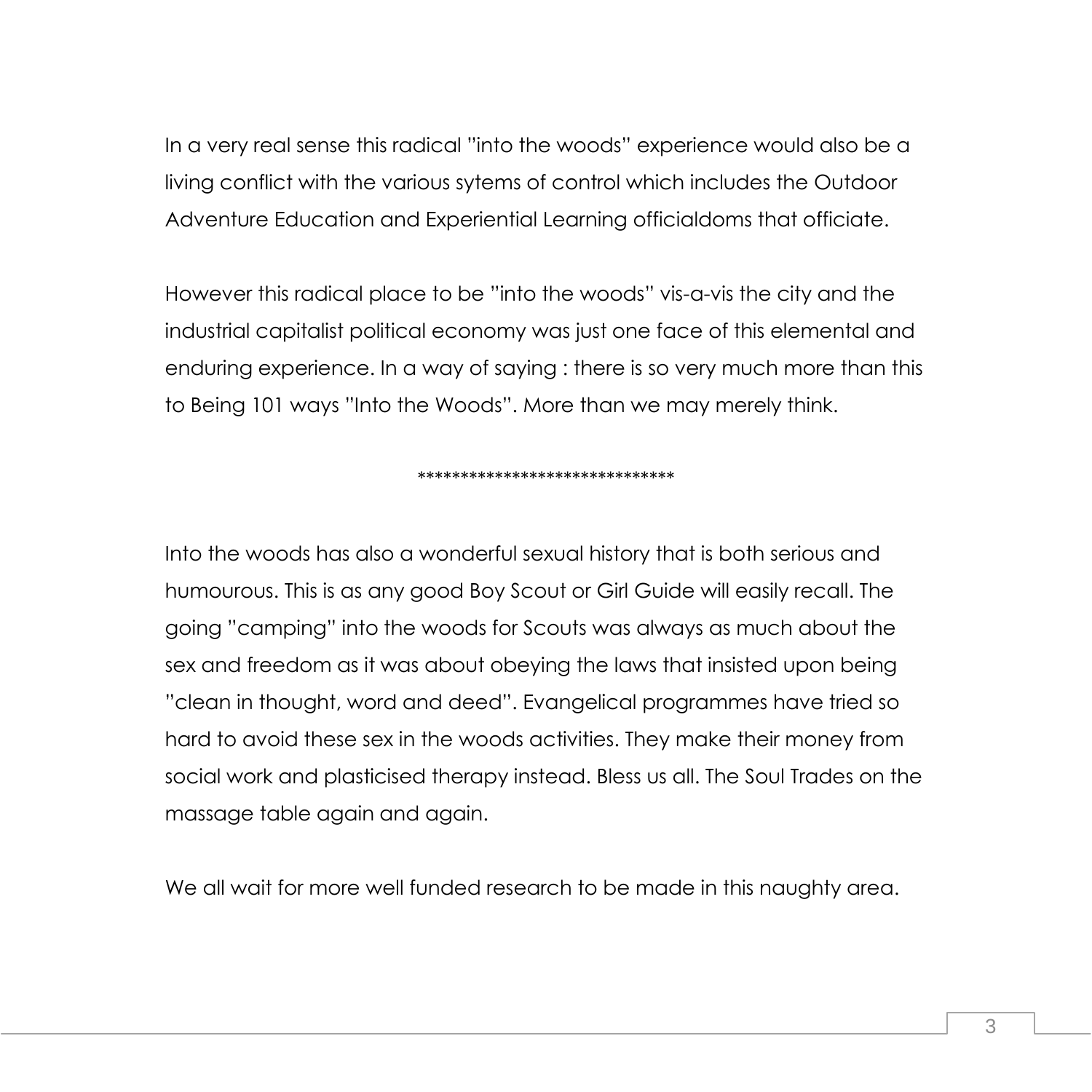In a very real sense this radical "into the woods" experience would also be a living conflict with the various sytems of control which includes the Outdoor Adventure Education and Experiential Learning officialdoms that officiate.

However this radical place to be "into the woods" vis-a-vis the city and the industrial capitalist political economy was just one face of this elemental and enduring experience. In a way of saying : there is so very much more than this to Being 101 ways "Into the Woods". More than we may merely think.

******************************

Into the woods has also a wonderful sexual history that is both serious and humourous. This is as any good Boy Scout or Girl Guide will easily recall. The going "camping" into the woods for Scouts was always as much about the sex and freedom as it was about obeying the laws that insisted upon being "clean in thought, word and deed". Evangelical programmes have tried so hard to avoid these sex in the woods activities. They make their money from social work and plasticised therapy instead. Bless us all. The Soul Trades on the massage table again and again.

We all wait for more well funded research to be made in this naughty area.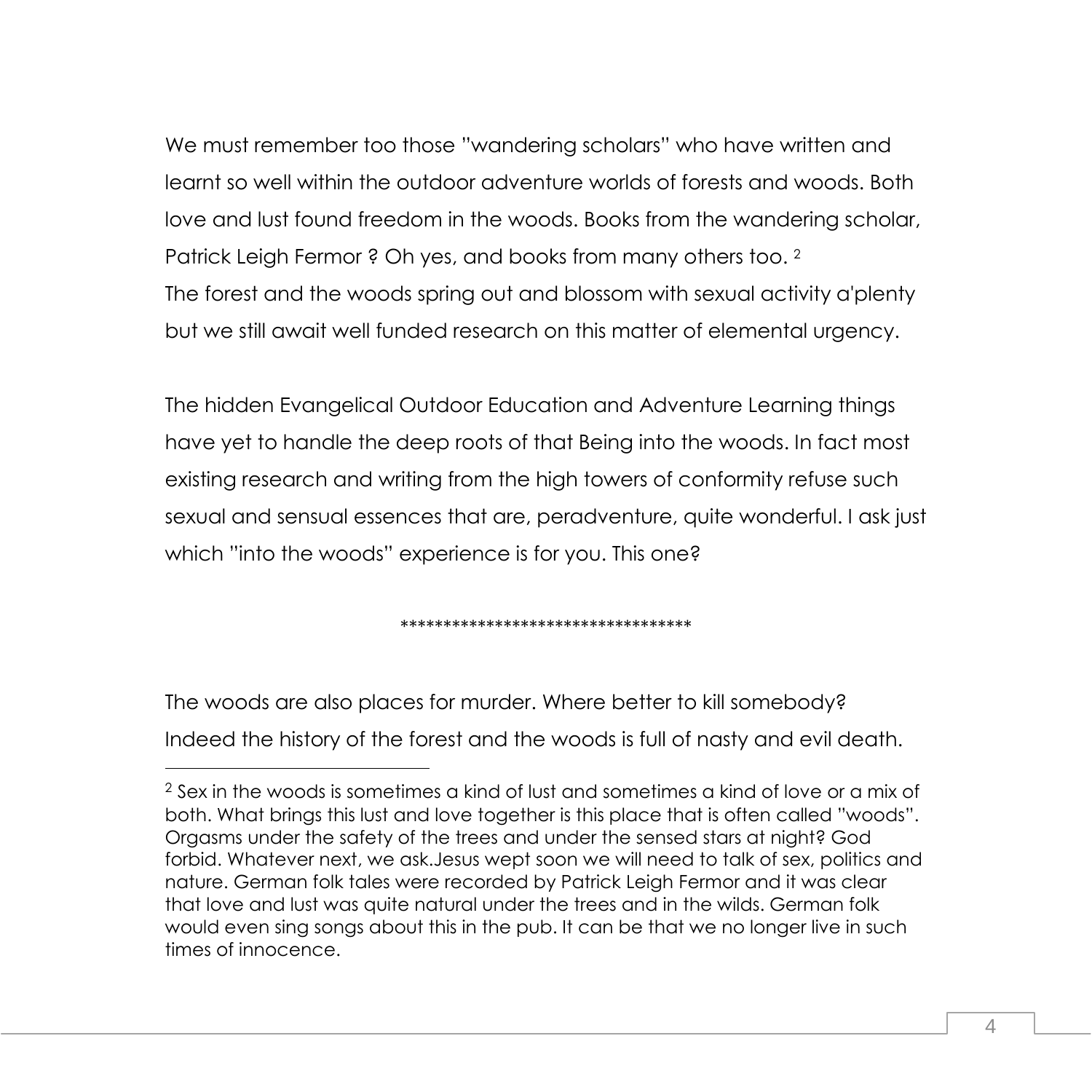We must remember too those "wandering scholars" who have written and learnt so well within the outdoor adventure worlds of forests and woods. Both love and lust found freedom in the woods. Books from the wandering scholar, Patrick Leigh Fermor ? Oh yes, and books from many others too. [2]
The forest and the woods spring out and blossom with sexual activity a'plenty but we still await well funded research on this matter of elemental urgency.

The hidden Evangelical Outdoor Education and Adventure Learning things have yet to handle the deep roots of that Being into the woods. In fact most existing research and writing from the high towers of conformity refuse such sexual and sensual essences that are, peradventure, quite wonderful. I ask just which "into the woods" experience is for you. This one?

**********************************

The woods are also places for murder. Where better to kill somebody? Indeed the history of the forest and the woods is full of nasty and evil death.

---

[2] Sex in the woods is sometimes a kind of lust and sometimes a kind of love or a mix of both. What brings this lust and love together is this place that is often called "woods". Orgasms under the safety of the trees and under the sensed stars at night? God forbid. Whatever next, we ask.Jesus wept soon we will need to talk of sex, politics and nature. German folk tales were recorded by Patrick Leigh Fermor and it was clear that love and lust was quite natural under the trees and in the wilds. German folk would even sing songs about this in the pub. It can be that we no longer live in such times of innocence.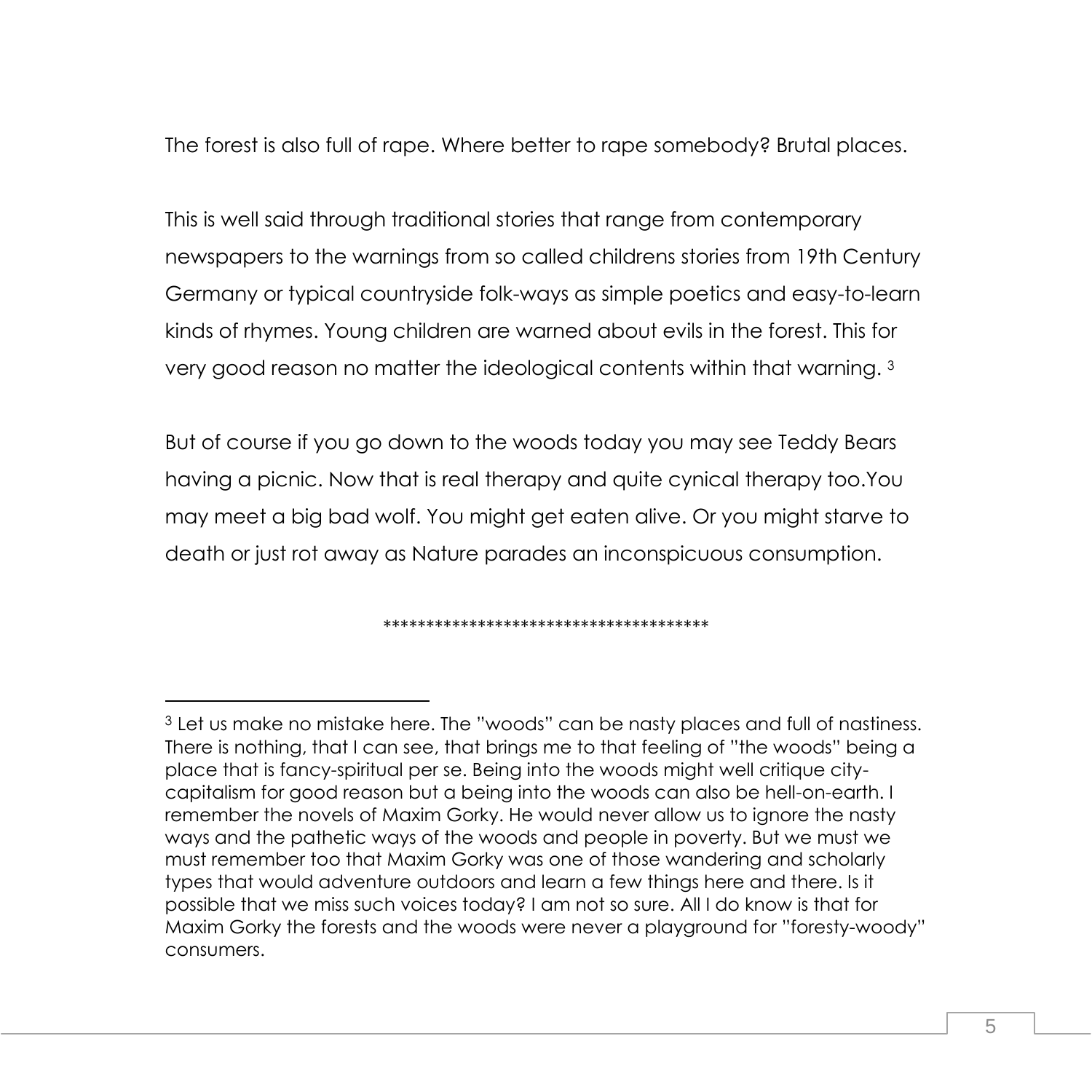The forest is also full of rape. Where better to rape somebody? Brutal places.

This is well said through traditional stories that range from contemporary newspapers to the warnings from so called childrens stories from 19th Century Germany or typical countryside folk-ways as simple poetics and easy-to-learn kinds of rhymes. Young children are warned about evils in the forest. This for very good reason no matter the ideological contents within that warning. [3]

But of course if you go down to the woods today you may see Teddy Bears having a picnic. Now that is real therapy and quite cynical therapy too.You may meet a big bad wolf. You might get eaten alive. Or you might starve to death or just rot away as Nature parades an inconspicuous consumption.

\*\*\*\*\*\*\*\*\*\*\*\*\*\*\*\*\*\*\*\*\*\*\*\*\*\*\*\*\*\*\*\*\*\*\*\*\*\*\*\*

[3] Let us make no mistake here. The "woods" can be nasty places and full of nastiness. There is nothing, that I can see, that brings me to that feeling of "the woods" being a place that is fancy-spiritual per se. Being into the woods might well critique city-capitalism for good reason but a being into the woods can also be hell-on-earth. I remember the novels of Maxim Gorky. He would never allow us to ignore the nasty ways and the pathetic ways of the woods and people in poverty. But we must we must remember too that Maxim Gorky was one of those wandering and scholarly types that would adventure outdoors and learn a few things here and there. Is it possible that we miss such voices today? I am not so sure. All I do know is that for Maxim Gorky the forests and the woods were never a playground for "foresty-woody" consumers.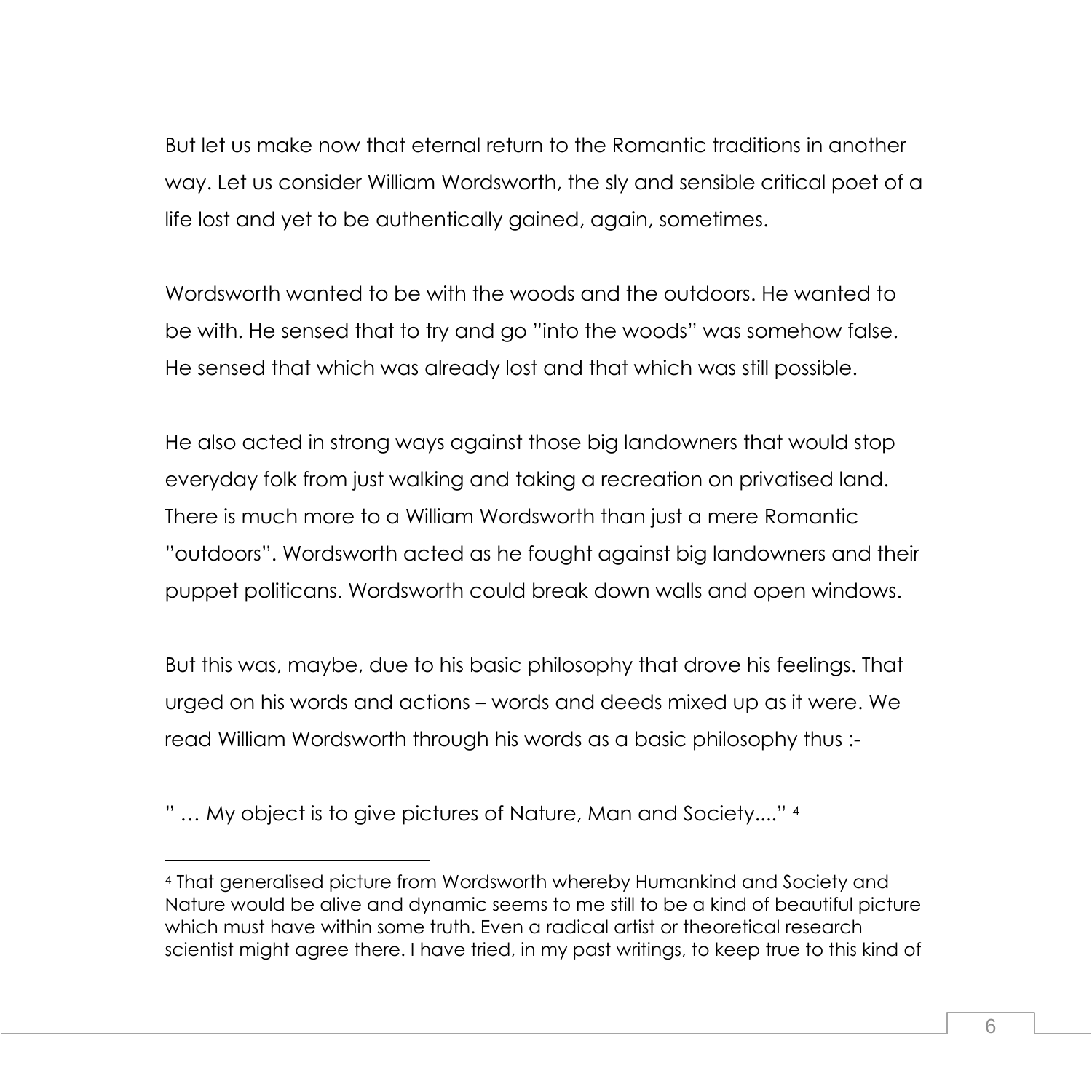But let us make now that eternal return to the Romantic traditions in another way. Let us consider William Wordsworth, the sly and sensible critical poet of a life lost and yet to be authentically gained, again, sometimes.

Wordsworth wanted to be with the woods and the outdoors. He wanted to be with. He sensed that to try and go "into the woods" was somehow false. He sensed that which was already lost and that which was still possible.

He also acted in strong ways against those big landowners that would stop everyday folk from just walking and taking a recreation on privatised land. There is much more to a William Wordsworth than just a mere Romantic "outdoors". Wordsworth acted as he fought against big landowners and their puppet politicans. Wordsworth could break down walls and open windows.

But this was, maybe, due to his basic philosophy that drove his feelings. That urged on his words and actions – words and deeds mixed up as it were. We read William Wordsworth through his words as a basic philosophy thus :-

" … My object is to give pictures of Nature, Man and Society...." [4]

---

[4] That generalised picture from Wordsworth whereby Humankind and Society and Nature would be alive and dynamic seems to me still to be a kind of beautiful picture which must have within some truth. Even a radical artist or theoretical research scientist might agree there. I have tried, in my past writings, to keep true to this kind of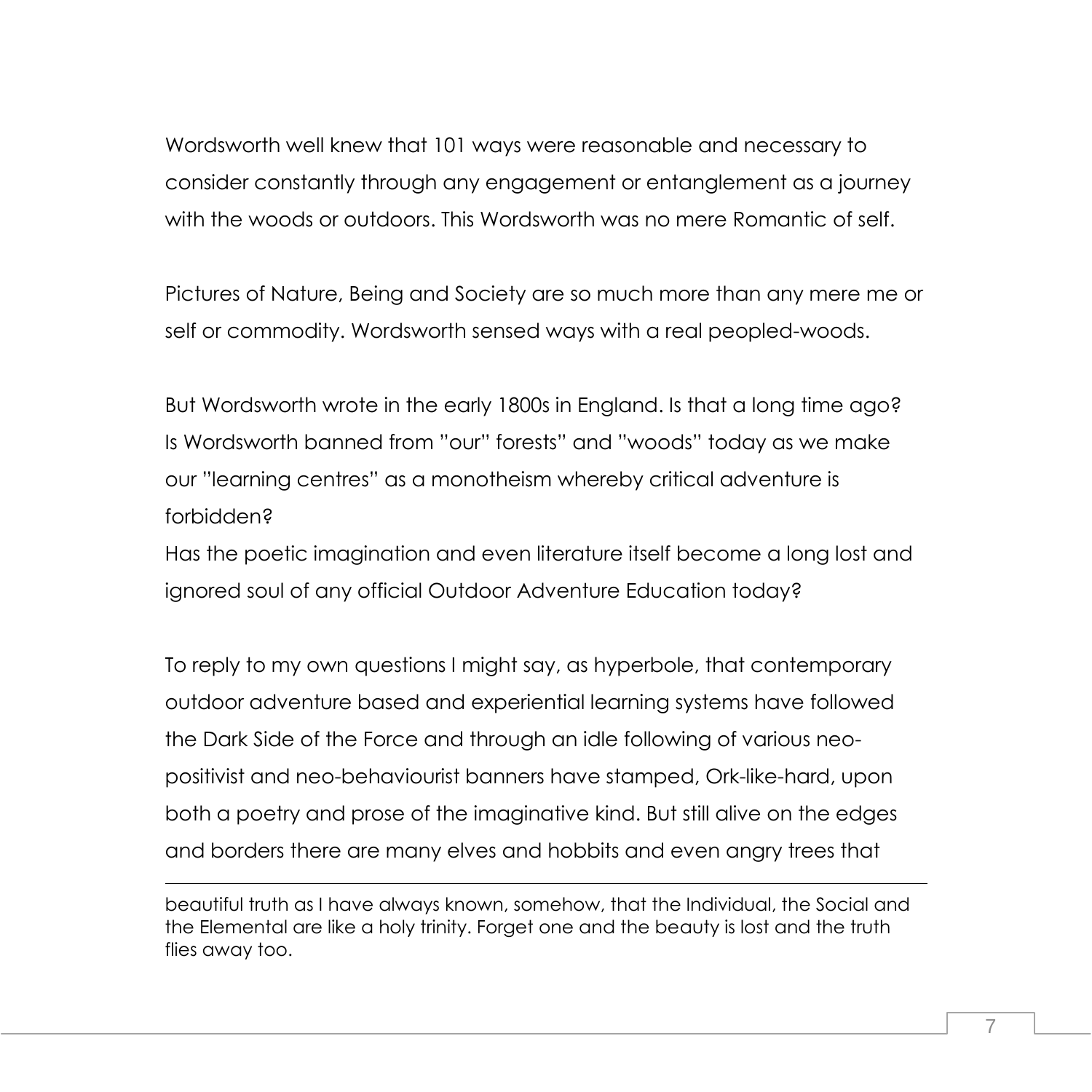Wordsworth well knew that 101 ways were reasonable and necessary to consider constantly through any engagement or entanglement as a journey with the woods or outdoors. This Wordsworth was no mere Romantic of self.

Pictures of Nature, Being and Society are so much more than any mere me or self or commodity. Wordsworth sensed ways with a real peopled-woods.

But Wordsworth wrote in the early 1800s in England. Is that a long time ago? Is Wordsworth banned from "our" forests" and "woods" today as we make our "learning centres" as a monotheism whereby critical adventure is forbidden?
Has the poetic imagination and even literature itself become a long lost and ignored soul of any official Outdoor Adventure Education today?

To reply to my own questions I might say, as hyperbole, that contemporary outdoor adventure based and experiential learning systems have followed the Dark Side of the Force and through an idle following of various neo-positivist and neo-behaviourist banners have stamped, Ork-like-hard, upon both a poetry and prose of the imaginative kind. But still alive on the edges and borders there are many elves and hobbits and even angry trees that

---

beautiful truth as I have always known, somehow, that the Individual, the Social and the Elemental are like a holy trinity. Forget one and the beauty is lost and the truth flies away too.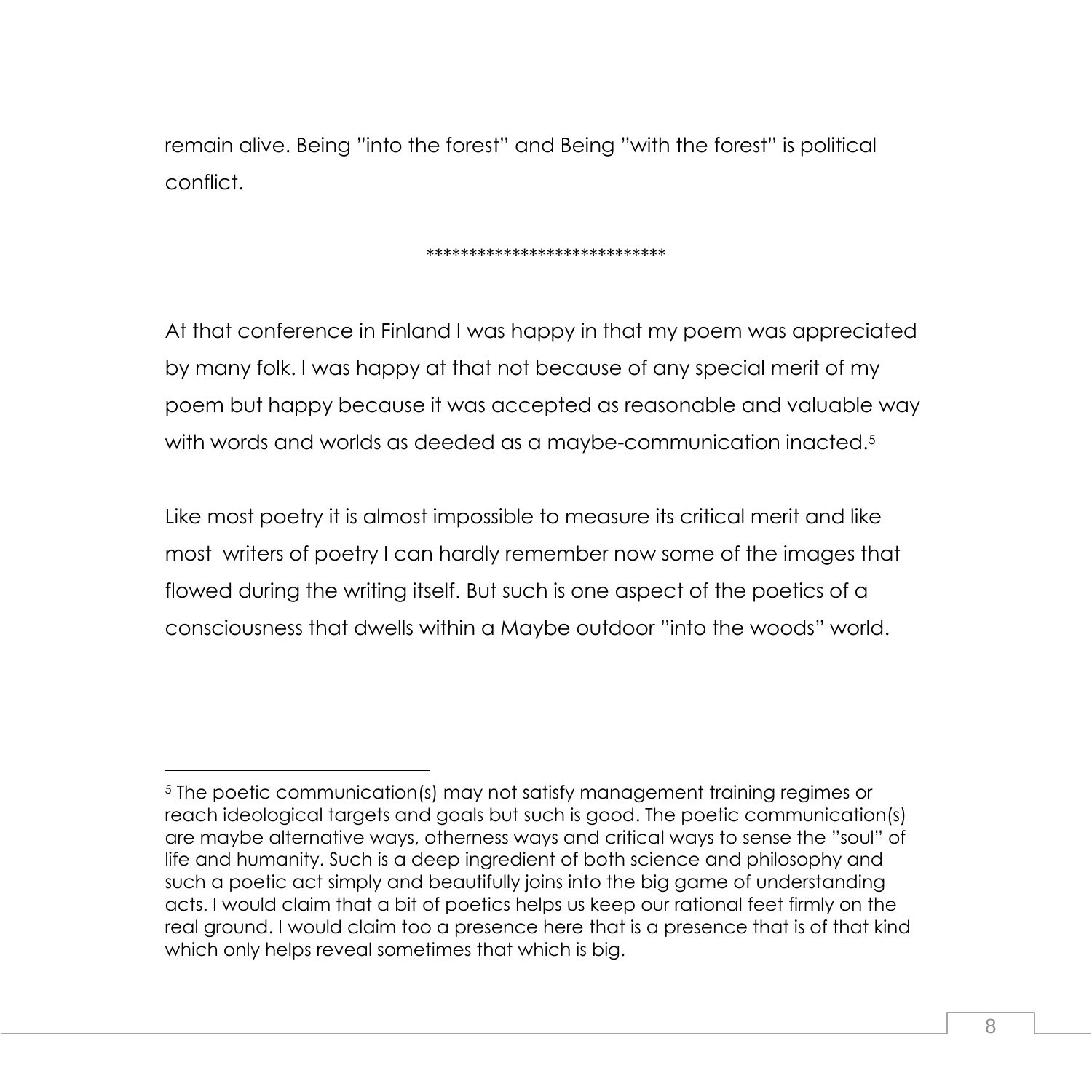remain alive. Being "into the forest" and Being "with the forest" is political conflict.

****************************

At that conference in Finland I was happy in that my poem was appreciated by many folk. I was happy at that not because of any special merit of my poem but happy because it was accepted as reasonable and valuable way with words and worlds as deeded as a maybe-communication inacted.[5]

Like most poetry it is almost impossible to measure its critical merit and like most writers of poetry I can hardly remember now some of the images that flowed during the writing itself. But such is one aspect of the poetics of a consciousness that dwells within a Maybe outdoor "into the woods" world.

---

[5] The poetic communication(s) may not satisfy management training regimes or reach ideological targets and goals but such is good. The poetic communication(s) are maybe alternative ways, otherness ways and critical ways to sense the "soul" of life and humanity. Such is a deep ingredient of both science and philosophy and such a poetic act simply and beautifully joins into the big game of understanding acts. I would claim that a bit of poetics helps us keep our rational feet firmly on the real ground. I would claim too a presence here that is a presence that is of that kind which only helps reveal sometimes that which is big.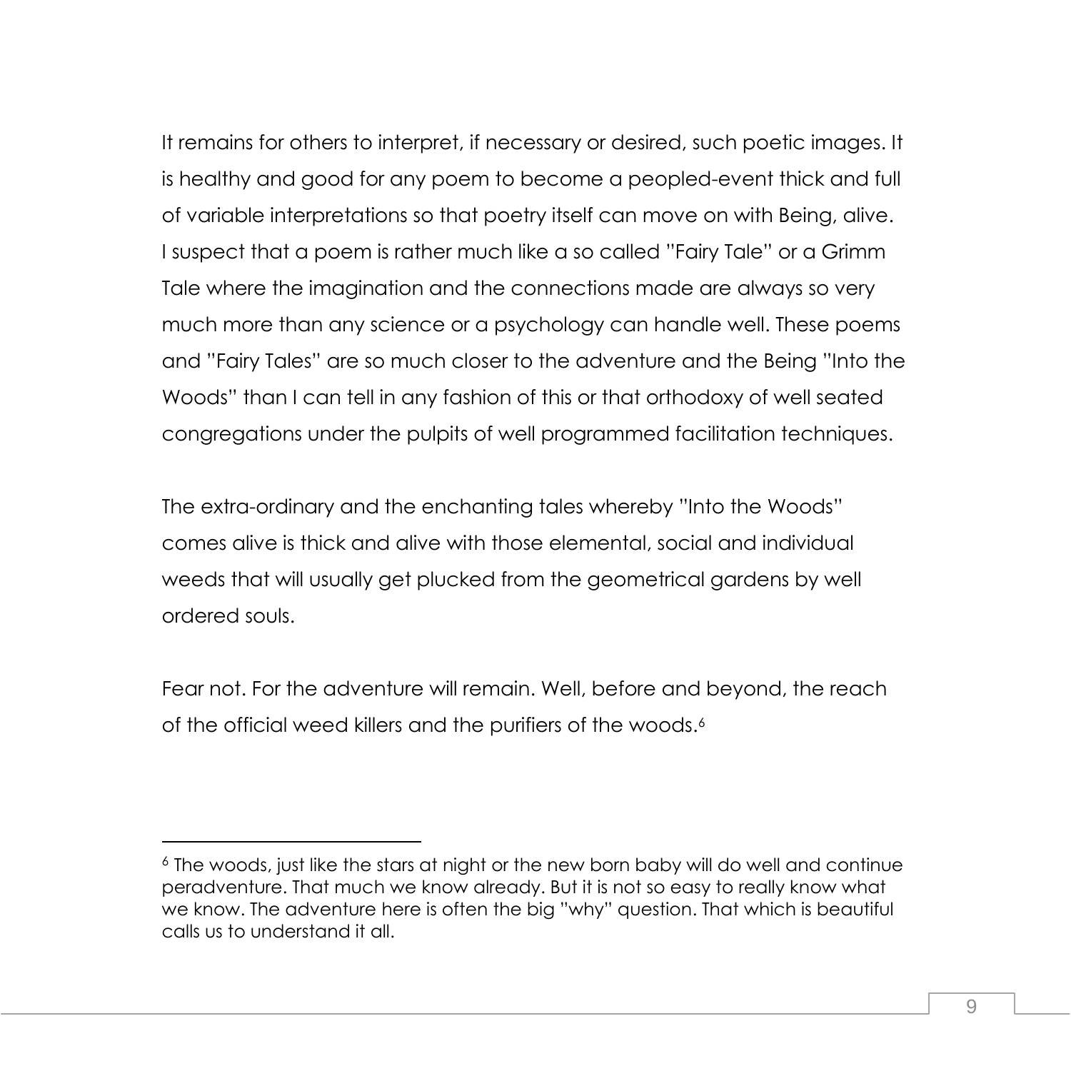It remains for others to interpret, if necessary or desired, such poetic images. It is healthy and good for any poem to become a peopled-event thick and full of variable interpretations so that poetry itself can move on with Being, alive. I suspect that a poem is rather much like a so called "Fairy Tale" or a Grimm Tale where the imagination and the connections made are always so very much more than any science or a psychology can handle well. These poems and "Fairy Tales" are so much closer to the adventure and the Being "Into the Woods" than I can tell in any fashion of this or that orthodoxy of well seated congregations under the pulpits of well programmed facilitation techniques.

The extra-ordinary and the enchanting tales whereby "Into the Woods" comes alive is thick and alive with those elemental, social and individual weeds that will usually get plucked from the geometrical gardens by well ordered souls.

Fear not. For the adventure will remain. Well, before and beyond, the reach of the official weed killers and the purifiers of the woods.[6]

---

[6] The woods, just like the stars at night or the new born baby will do well and continue peradventure. That much we know already. But it is not so easy to really know what we know. The adventure here is often the big "why" question. That which is beautiful calls us to understand it all.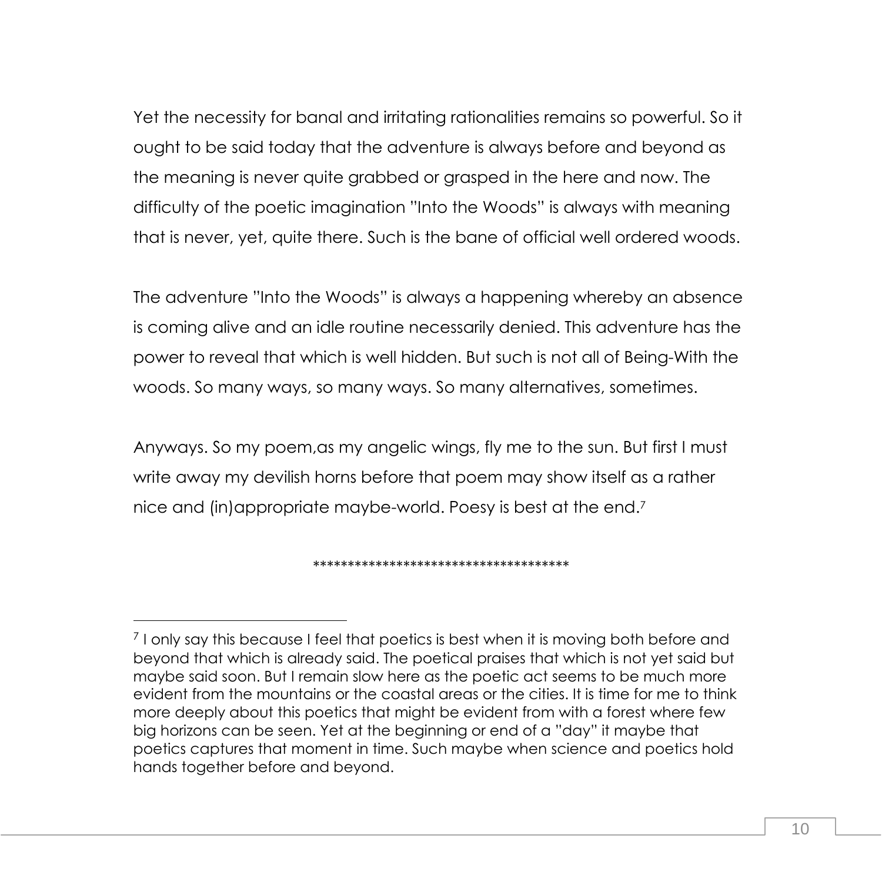Yet the necessity for banal and irritating rationalities remains so powerful. So it ought to be said today that the adventure is always before and beyond as the meaning is never quite grabbed or grasped in the here and now. The difficulty of the poetic imagination "Into the Woods" is always with meaning that is never, yet, quite there. Such is the bane of official well ordered woods.

The adventure "Into the Woods" is always a happening whereby an absence is coming alive and an idle routine necessarily denied. This adventure has the power to reveal that which is well hidden. But such is not all of Being-With the woods. So many ways, so many ways. So many alternatives, sometimes.

Anyways. So my poem,as my angelic wings, fly me to the sun. But first I must write away my devilish horns before that poem may show itself as a rather nice and (in)appropriate maybe-world. Poesy is best at the end.[7]

*************************************

---

[7] I only say this because I feel that poetics is best when it is moving both before and beyond that which is already said. The poetical praises that which is not yet said but maybe said soon. But I remain slow here as the poetic act seems to be much more evident from the mountains or the coastal areas or the cities. It is time for me to think more deeply about this poetics that might be evident from with a forest where few big horizons can be seen. Yet at the beginning or end of a "day" it maybe that poetics captures that moment in time. Such maybe when science and poetics hold hands together before and beyond.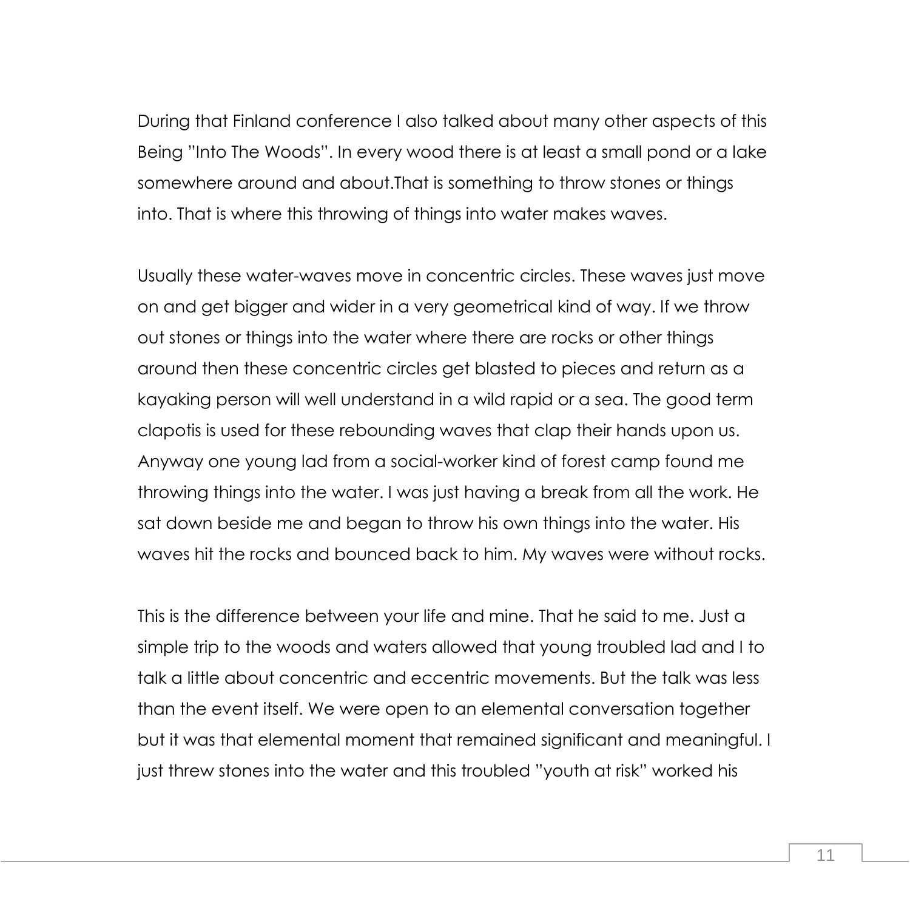During that Finland conference I also talked about many other aspects of this Being "Into The Woods". In every wood there is at least a small pond or a lake somewhere around and about.That is something to throw stones or things into. That is where this throwing of things into water makes waves.

Usually these water-waves move in concentric circles. These waves just move on and get bigger and wider in a very geometrical kind of way. If we throw out stones or things into the water where there are rocks or other things around then these concentric circles get blasted to pieces and return as a kayaking person will well understand in a wild rapid or a sea. The good term clapotis is used for these rebounding waves that clap their hands upon us. Anyway one young lad from a social-worker kind of forest camp found me throwing things into the water. I was just having a break from all the work. He sat down beside me and began to throw his own things into the water. His waves hit the rocks and bounced back to him. My waves were without rocks.

This is the difference between your life and mine. That he said to me. Just a simple trip to the woods and waters allowed that young troubled lad and I to talk a little about concentric and eccentric movements. But the talk was less than the event itself. We were open to an elemental conversation together but it was that elemental moment that remained significant and meaningful. I just threw stones into the water and this troubled "youth at risk" worked his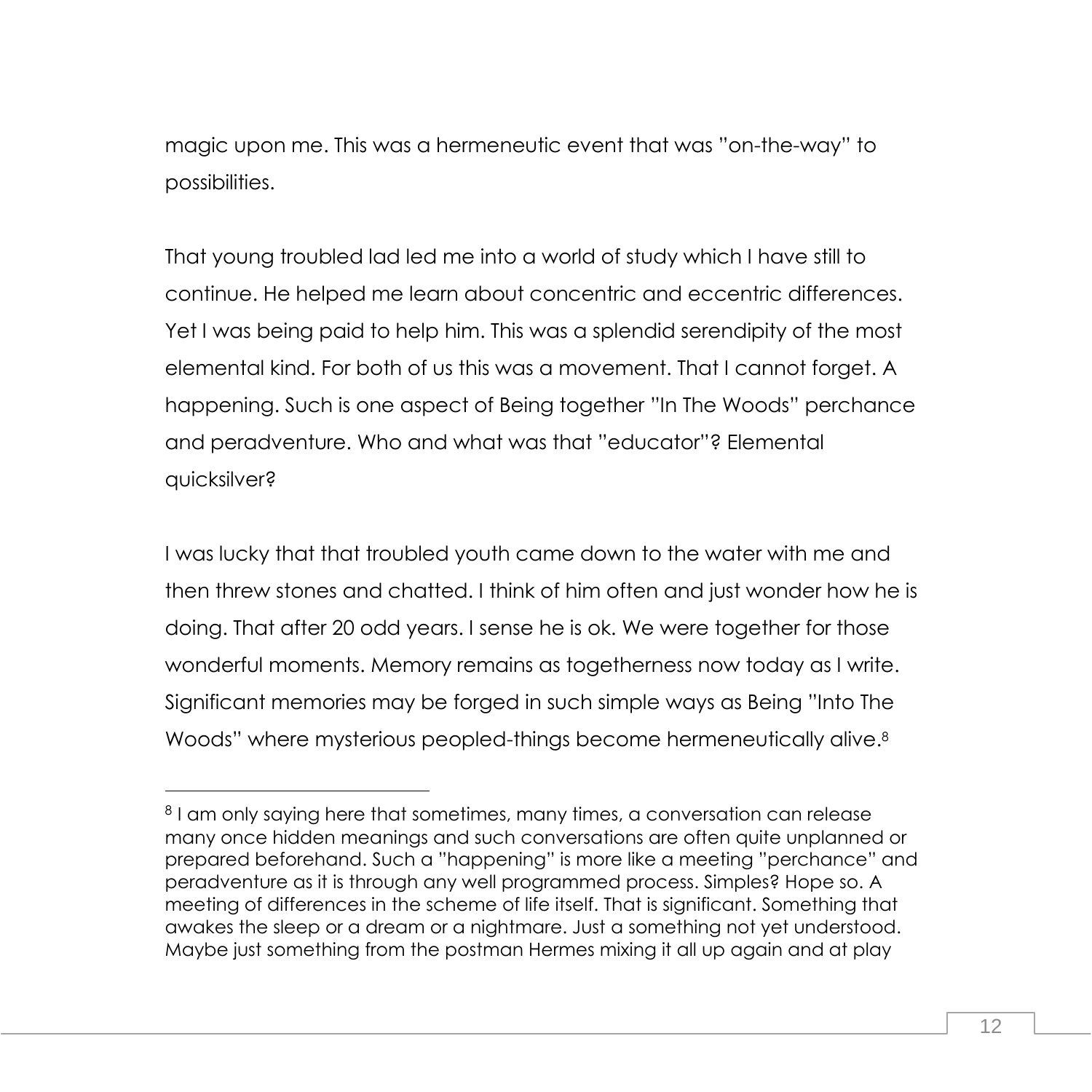magic upon me. This was a hermeneutic event that was "on-the-way" to possibilities.

That young troubled lad led me into a world of study which I have still to continue. He helped me learn about concentric and eccentric differences. Yet I was being paid to help him. This was a splendid serendipity of the most elemental kind. For both of us this was a movement. That I cannot forget. A happening. Such is one aspect of Being together "In The Woods" perchance and peradventure. Who and what was that "educator"? Elemental quicksilver?

I was lucky that that troubled youth came down to the water with me and then threw stones and chatted. I think of him often and just wonder how he is doing. That after 20 odd years. I sense he is ok. We were together for those wonderful moments. Memory remains as togetherness now today as I write. Significant memories may be forged in such simple ways as Being "Into The Woods" where mysterious peopled-things become hermeneutically alive.[8]

---

[8] I am only saying here that sometimes, many times, a conversation can release many once hidden meanings and such conversations are often quite unplanned or prepared beforehand. Such a "happening" is more like a meeting "perchance" and peradventure as it is through any well programmed process. Simples? Hope so. A meeting of differences in the scheme of life itself. That is significant. Something that awakes the sleep or a dream or a nightmare. Just a something not yet understood. Maybe just something from the postman Hermes mixing it all up again and at play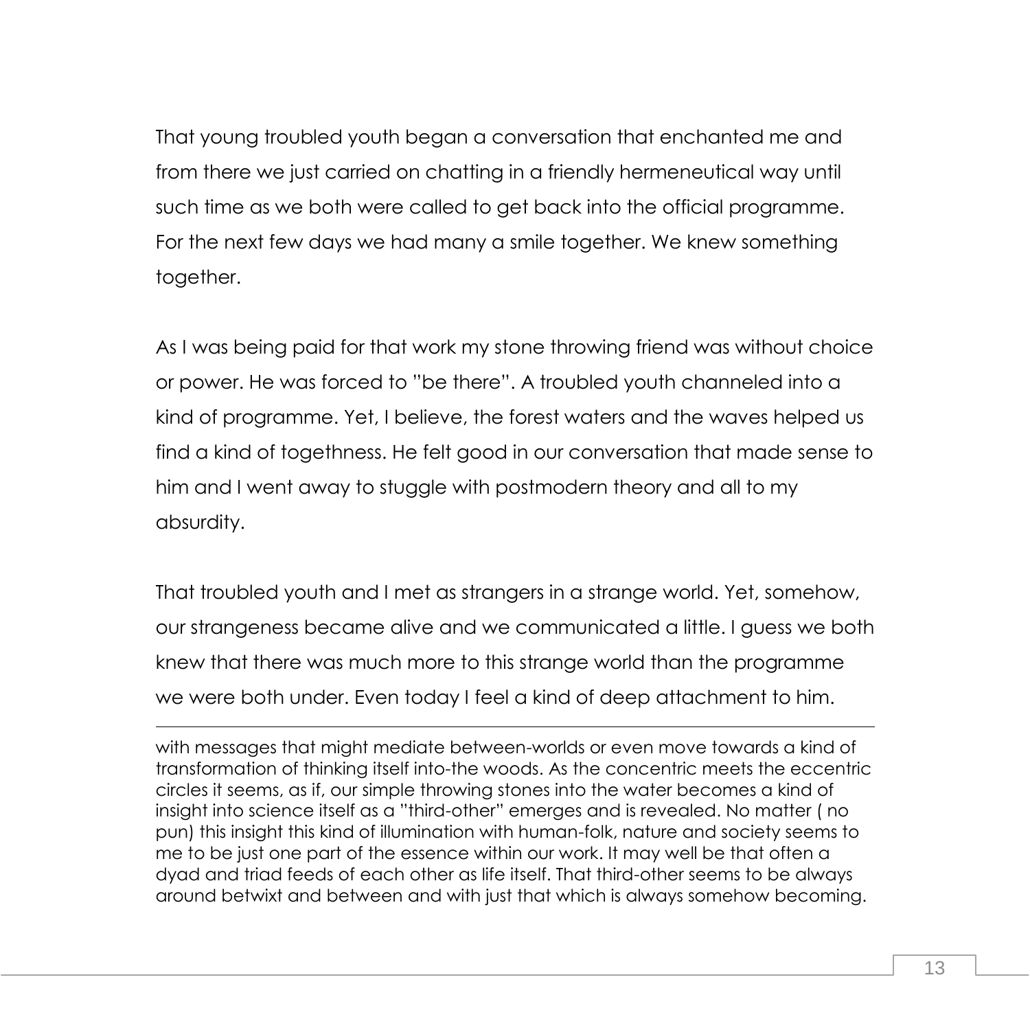That young troubled youth began a conversation that enchanted me and from there we just carried on chatting in a friendly hermeneutical way until such time as we both were called to get back into the official programme. For the next few days we had many a smile together. We knew something together.

As I was being paid for that work my stone throwing friend was without choice or power. He was forced to "be there". A troubled youth channeled into a kind of programme. Yet, I believe, the forest waters and the waves helped us find a kind of togethness. He felt good in our conversation that made sense to him and I went away to stuggle with postmodern theory and all to my absurdity.

That troubled youth and I met as strangers in a strange world. Yet, somehow, our strangeness became alive and we communicated a little. I guess we both knew that there was much more to this strange world than the programme we were both under. Even today I feel a kind of deep attachment to him.

---

with messages that might mediate between-worlds or even move towards a kind of transformation of thinking itself into-the woods. As the concentric meets the eccentric circles it seems, as if, our simple throwing stones into the water becomes a kind of insight into science itself as a "third-other" emerges and is revealed. No matter ( no pun) this insight this kind of illumination with human-folk, nature and society seems to me to be just one part of the essence within our work. It may well be that often a dyad and triad feeds of each other as life itself. That third-other seems to be always around betwixt and between and with just that which is always somehow becoming.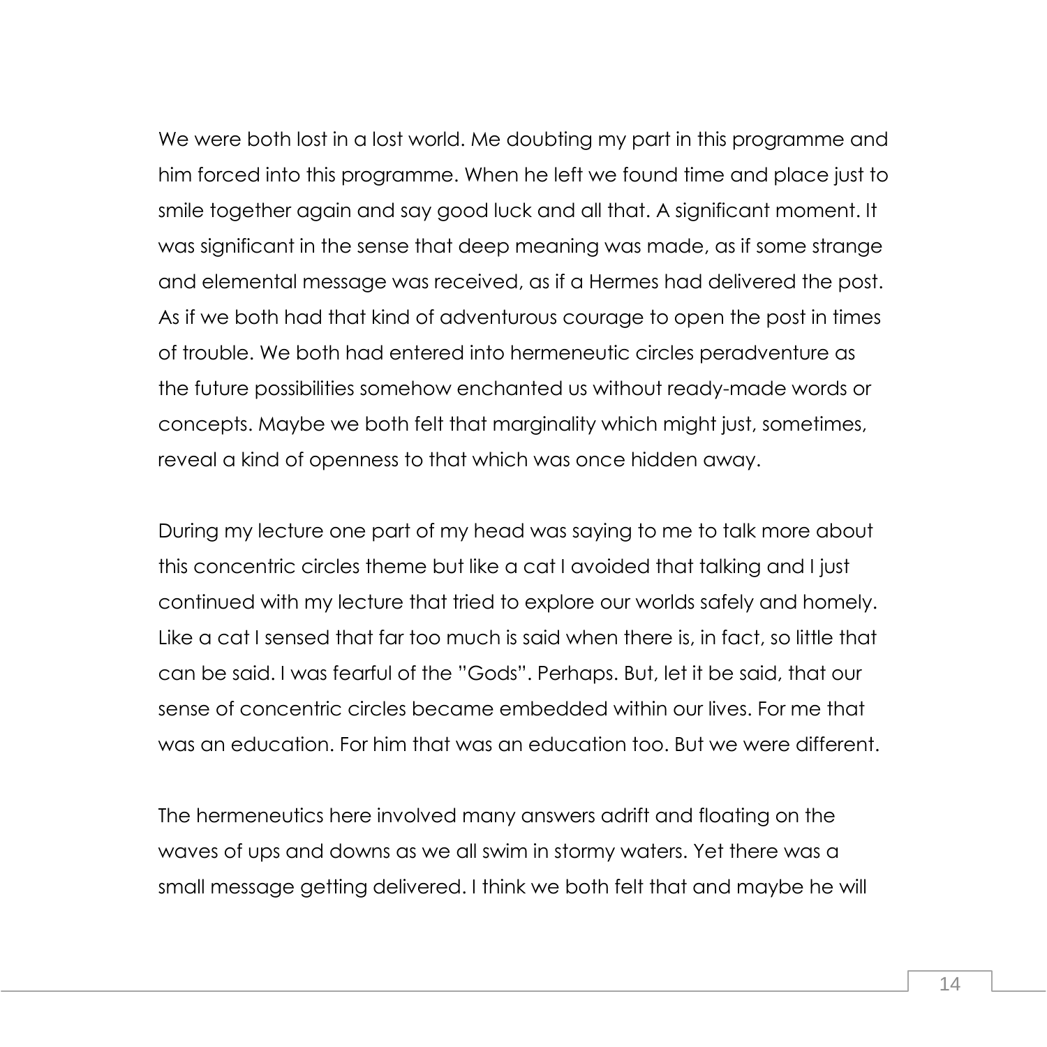We were both lost in a lost world. Me doubting my part in this programme and him forced into this programme. When he left we found time and place just to smile together again and say good luck and all that. A significant moment. It was significant in the sense that deep meaning was made, as if some strange and elemental message was received, as if a Hermes had delivered the post. As if we both had that kind of adventurous courage to open the post in times of trouble. We both had entered into hermeneutic circles peradventure as the future possibilities somehow enchanted us without ready-made words or concepts. Maybe we both felt that marginality which might just, sometimes, reveal a kind of openness to that which was once hidden away.

During my lecture one part of my head was saying to me to talk more about this concentric circles theme but like a cat I avoided that talking and I just continued with my lecture that tried to explore our worlds safely and homely. Like a cat I sensed that far too much is said when there is, in fact, so little that can be said. I was fearful of the "Gods". Perhaps. But, let it be said, that our sense of concentric circles became embedded within our lives. For me that was an education. For him that was an education too. But we were different.

The hermeneutics here involved many answers adrift and floating on the waves of ups and downs as we all swim in stormy waters. Yet there was a small message getting delivered. I think we both felt that and maybe he will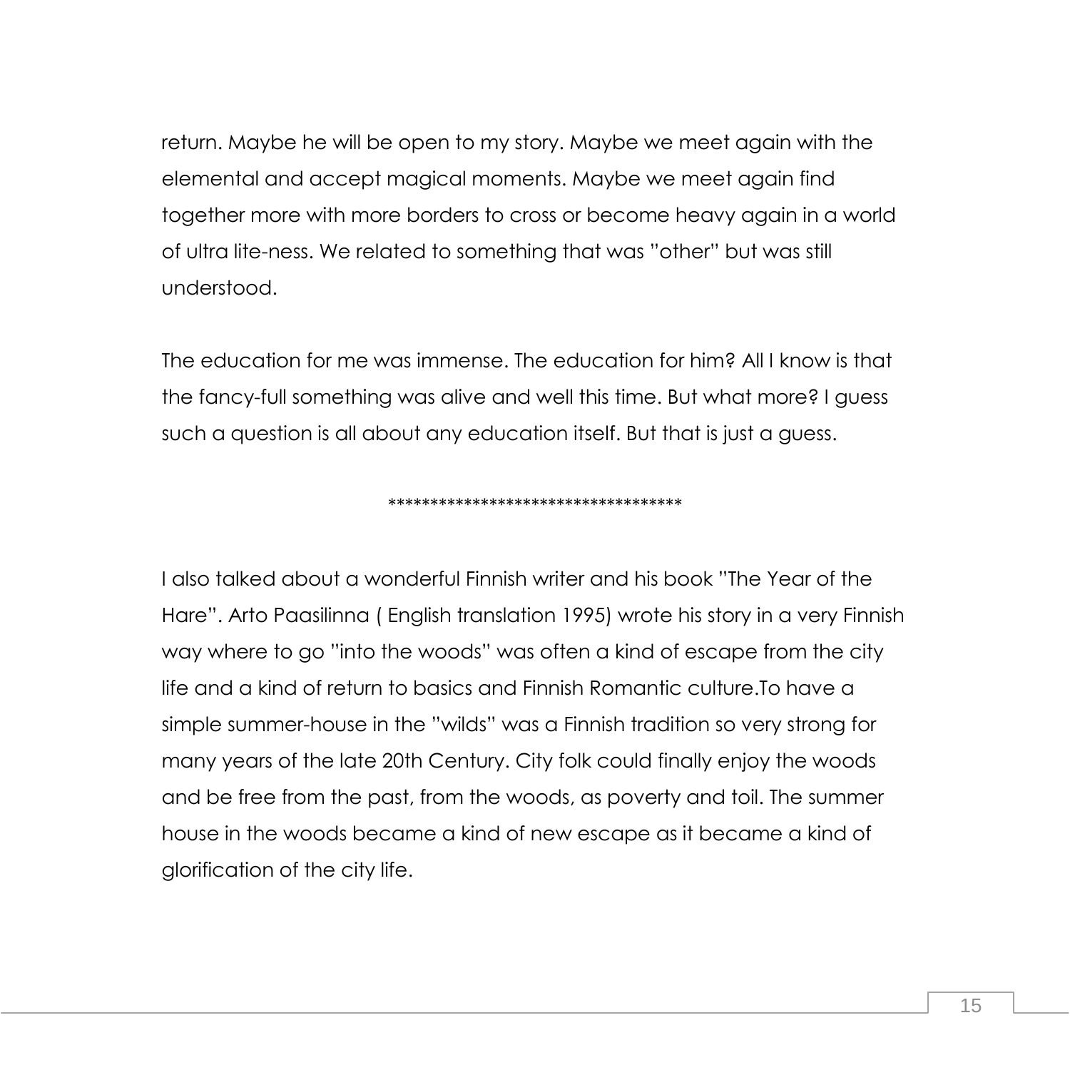return. Maybe he will be open to my story. Maybe we meet again with the elemental and accept magical moments. Maybe we meet again find together more with more borders to cross or become heavy again in a world of ultra lite-ness. We related to something that was "other" but was still understood.

The education for me was immense. The education for him? All I know is that the fancy-full something was alive and well this time. But what more? I guess such a question is all about any education itself. But that is just a guess.

***********************************

I also talked about a wonderful Finnish writer and his book "The Year of the Hare". Arto Paasilinna ( English translation 1995) wrote his story in a very Finnish way where to go "into the woods" was often a kind of escape from the city life and a kind of return to basics and Finnish Romantic culture.To have a simple summer-house in the "wilds" was a Finnish tradition so very strong for many years of the late 20th Century. City folk could finally enjoy the woods and be free from the past, from the woods, as poverty and toil. The summer house in the woods became a kind of new escape as it became a kind of glorification of the city life.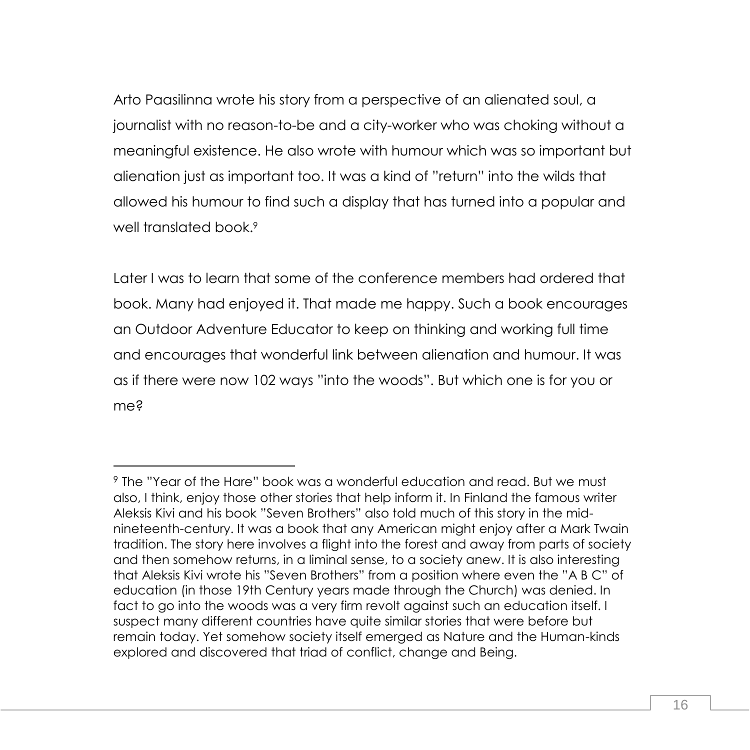Arto Paasilinna wrote his story from a perspective of an alienated soul, a journalist with no reason-to-be and a city-worker who was choking without a meaningful existence. He also wrote with humour which was so important but alienation just as important too. It was a kind of "return" into the wilds that allowed his humour to find such a display that has turned into a popular and well translated book.[9]

Later I was to learn that some of the conference members had ordered that book. Many had enjoyed it. That made me happy. Such a book encourages an Outdoor Adventure Educator to keep on thinking and working full time and encourages that wonderful link between alienation and humour. It was as if there were now 102 ways "into the woods". But which one is for you or me?

---

[9] The "Year of the Hare" book was a wonderful education and read. But we must also, I think, enjoy those other stories that help inform it. In Finland the famous writer Aleksis Kivi and his book "Seven Brothers" also told much of this story in the mid-nineteenth-century. It was a book that any American might enjoy after a Mark Twain tradition. The story here involves a flight into the forest and away from parts of society and then somehow returns, in a liminal sense, to a society anew. It is also interesting that Aleksis Kivi wrote his "Seven Brothers" from a position where even the "A B C" of education (in those 19th Century years made through the Church) was denied. In fact to go into the woods was a very firm revolt against such an education itself. I suspect many different countries have quite similar stories that were before but remain today. Yet somehow society itself emerged as Nature and the Human-kinds explored and discovered that triad of conflict, change and Being.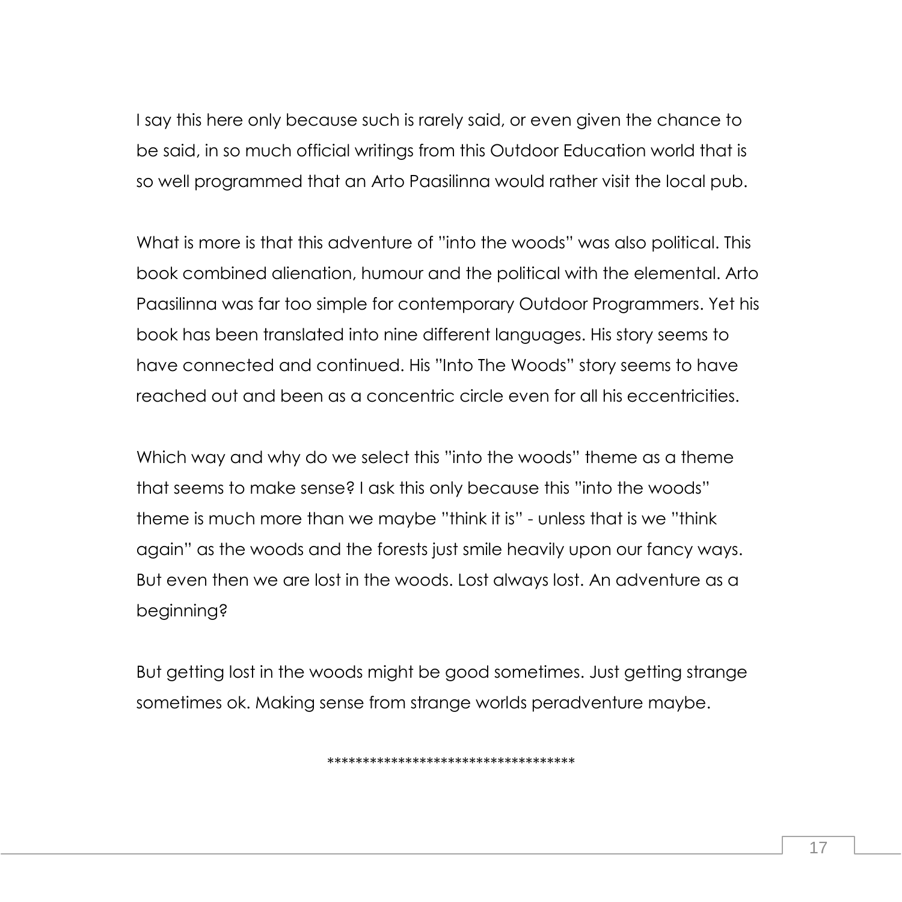I say this here only because such is rarely said, or even given the chance to be said, in so much official writings from this Outdoor Education world that is so well programmed that an Arto Paasilinna would rather visit the local pub.

What is more is that this adventure of "into the woods" was also political. This book combined alienation, humour and the political with the elemental. Arto Paasilinna was far too simple for contemporary Outdoor Programmers. Yet his book has been translated into nine different languages. His story seems to have connected and continued. His "Into The Woods" story seems to have reached out and been as a concentric circle even for all his eccentricities.

Which way and why do we select this "into the woods" theme as a theme that seems to make sense? I ask this only because this "into the woods" theme is much more than we maybe "think it is" - unless that is we "think again" as the woods and the forests just smile heavily upon our fancy ways. But even then we are lost in the woods. Lost always lost. An adventure as a beginning?

But getting lost in the woods might be good sometimes. Just getting strange sometimes ok. Making sense from strange worlds peradventure maybe.

***********************************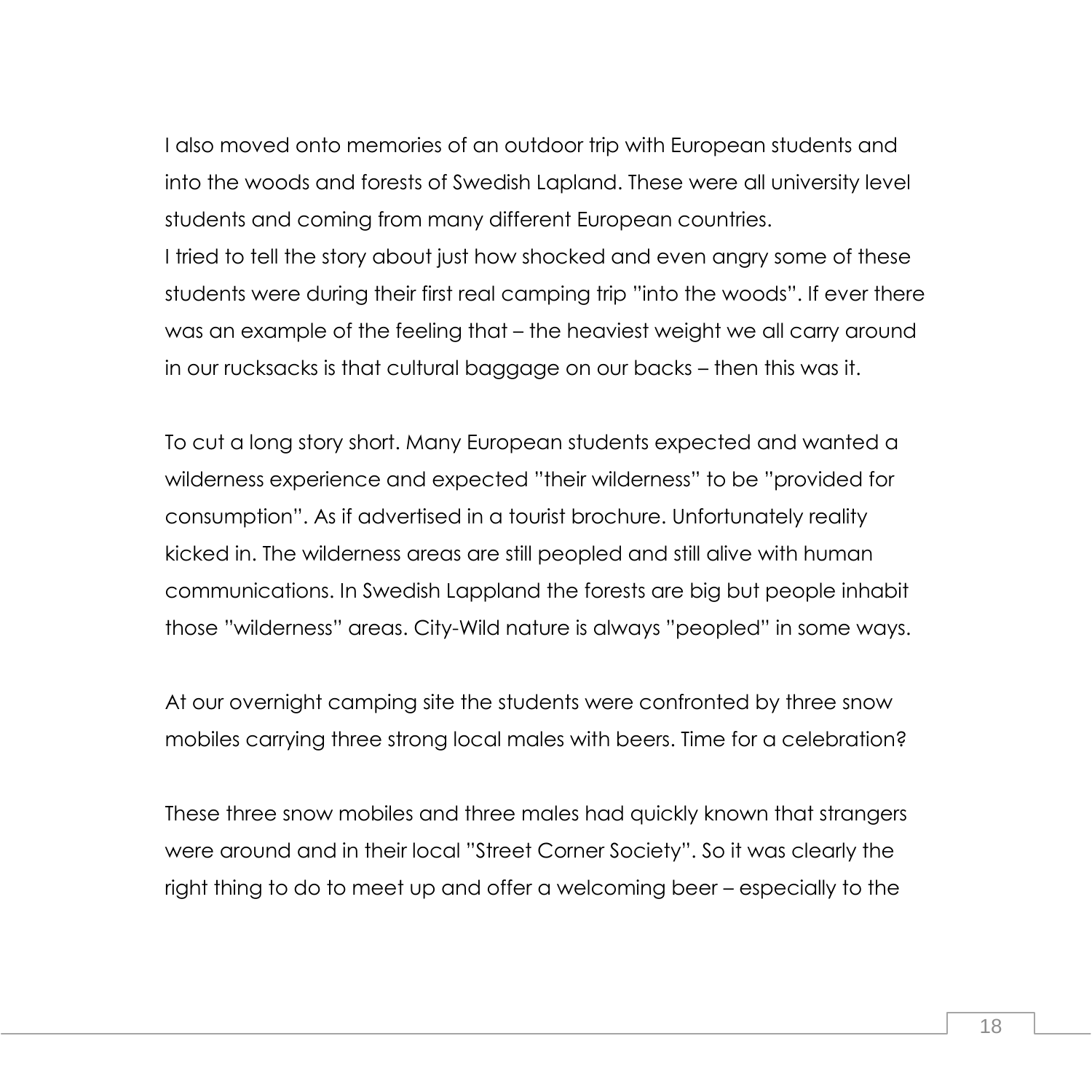I also moved onto memories of an outdoor trip with European students and into the woods and forests of Swedish Lapland. These were all university level students and coming from many different European countries.
I tried to tell the story about just how shocked and even angry some of these students were during their first real camping trip ”into the woods”. If ever there was an example of the feeling that – the heaviest weight we all carry around in our rucksacks is that cultural baggage on our backs – then this was it.

To cut a long story short. Many European students expected and wanted a wilderness experience and expected ”their wilderness” to be ”provided for consumption”. As if advertised in a tourist brochure. Unfortunately reality kicked in. The wilderness areas are still peopled and still alive with human communications. In Swedish Lappland the forests are big but people inhabit those ”wilderness” areas. City-Wild nature is always ”peopled” in some ways.

At our overnight camping site the students were confronted by three snow mobiles carrying three strong local males with beers. Time for a celebration?

These three snow mobiles and three males had quickly known that strangers were around and in their local ”Street Corner Society”. So it was clearly the right thing to do to meet up and offer a welcoming beer – especially to the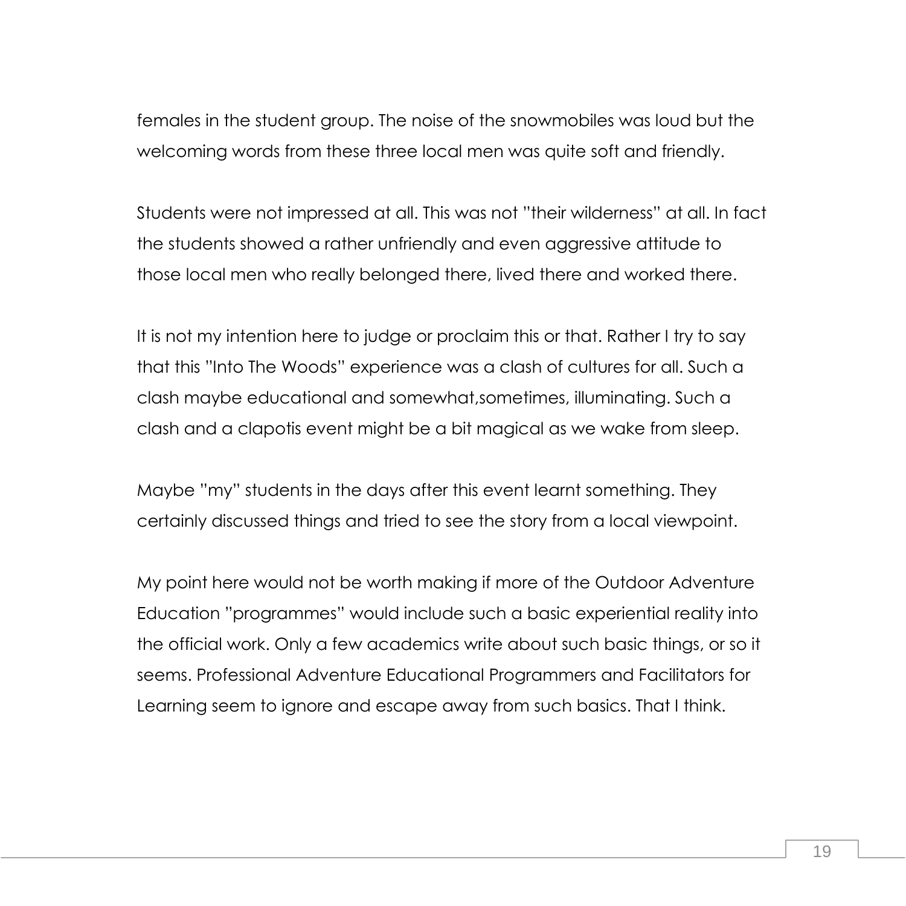females in the student group. The noise of the snowmobiles was loud but the welcoming words from these three local men was quite soft and friendly.

Students were not impressed at all. This was not "their wilderness" at all. In fact the students showed a rather unfriendly and even aggressive attitude to those local men who really belonged there, lived there and worked there.

It is not my intention here to judge or proclaim this or that. Rather I try to say that this "Into The Woods" experience was a clash of cultures for all. Such a clash maybe educational and somewhat,sometimes, illuminating. Such a clash and a clapotis event might be a bit magical as we wake from sleep.

Maybe "my" students in the days after this event learnt something. They certainly discussed things and tried to see the story from a local viewpoint.

My point here would not be worth making if more of the Outdoor Adventure Education "programmes" would include such a basic experiential reality into the official work. Only a few academics write about such basic things, or so it seems. Professional Adventure Educational Programmers and Facilitators for Learning seem to ignore and escape away from such basics. That I think.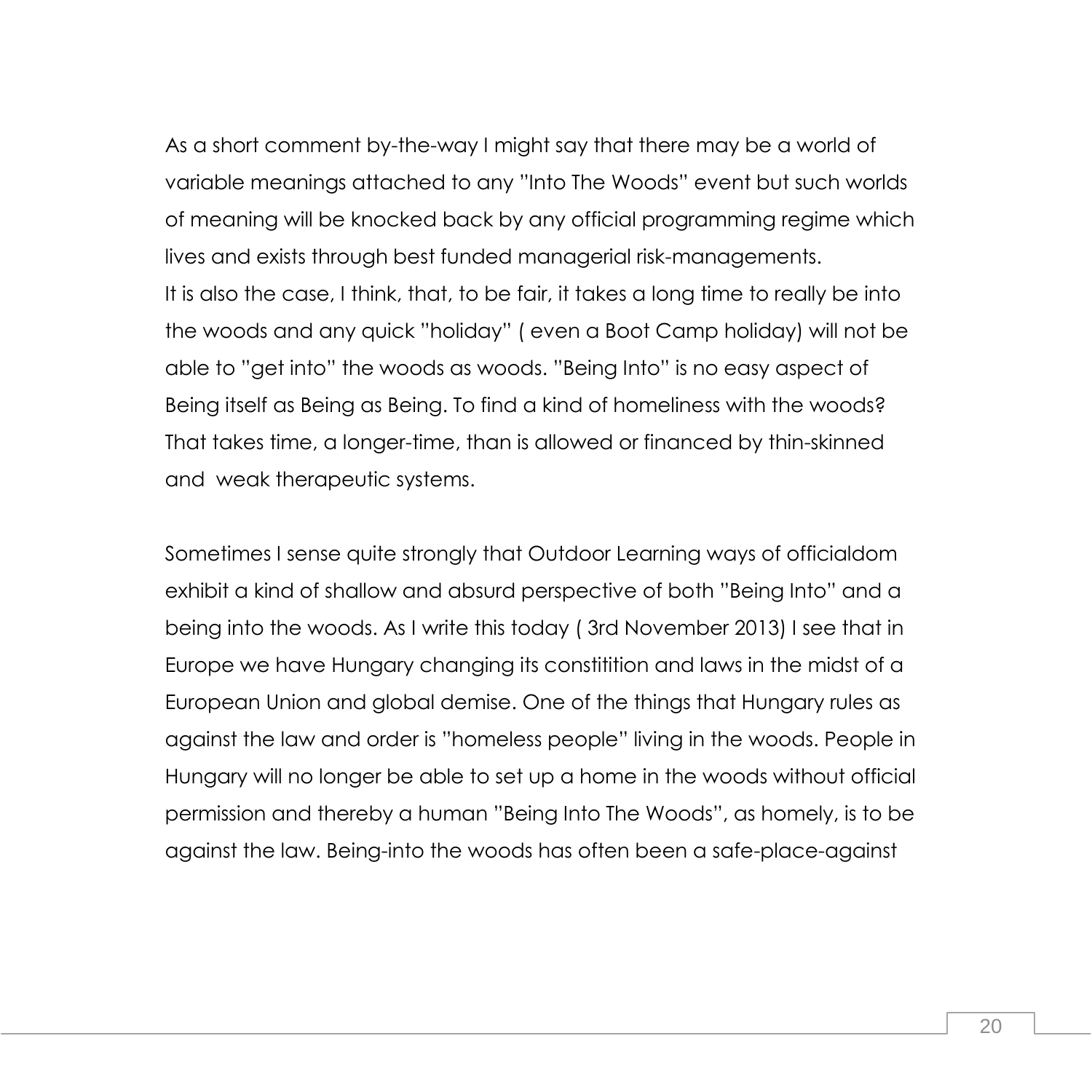As a short comment by-the-way I might say that there may be a world of variable meanings attached to any "Into The Woods" event but such worlds of meaning will be knocked back by any official programming regime which lives and exists through best funded managerial risk-managements.
It is also the case, I think, that, to be fair, it takes a long time to really be into the woods and any quick "holiday" ( even a Boot Camp holiday) will not be able to "get into" the woods as woods. "Being Into" is no easy aspect of Being itself as Being as Being. To find a kind of homeliness with the woods? That takes time, a longer-time, than is allowed or financed by thin-skinned and weak therapeutic systems.

Sometimes I sense quite strongly that Outdoor Learning ways of officialdom exhibit a kind of shallow and absurd perspective of both "Being Into" and a being into the woods. As I write this today ( 3rd November 2013) I see that in Europe we have Hungary changing its constitition and laws in the midst of a European Union and global demise. One of the things that Hungary rules as against the law and order is "homeless people" living in the woods. People in Hungary will no longer be able to set up a home in the woods without official permission and thereby a human "Being Into The Woods", as homely, is to be against the law. Being-into the woods has often been a safe-place-against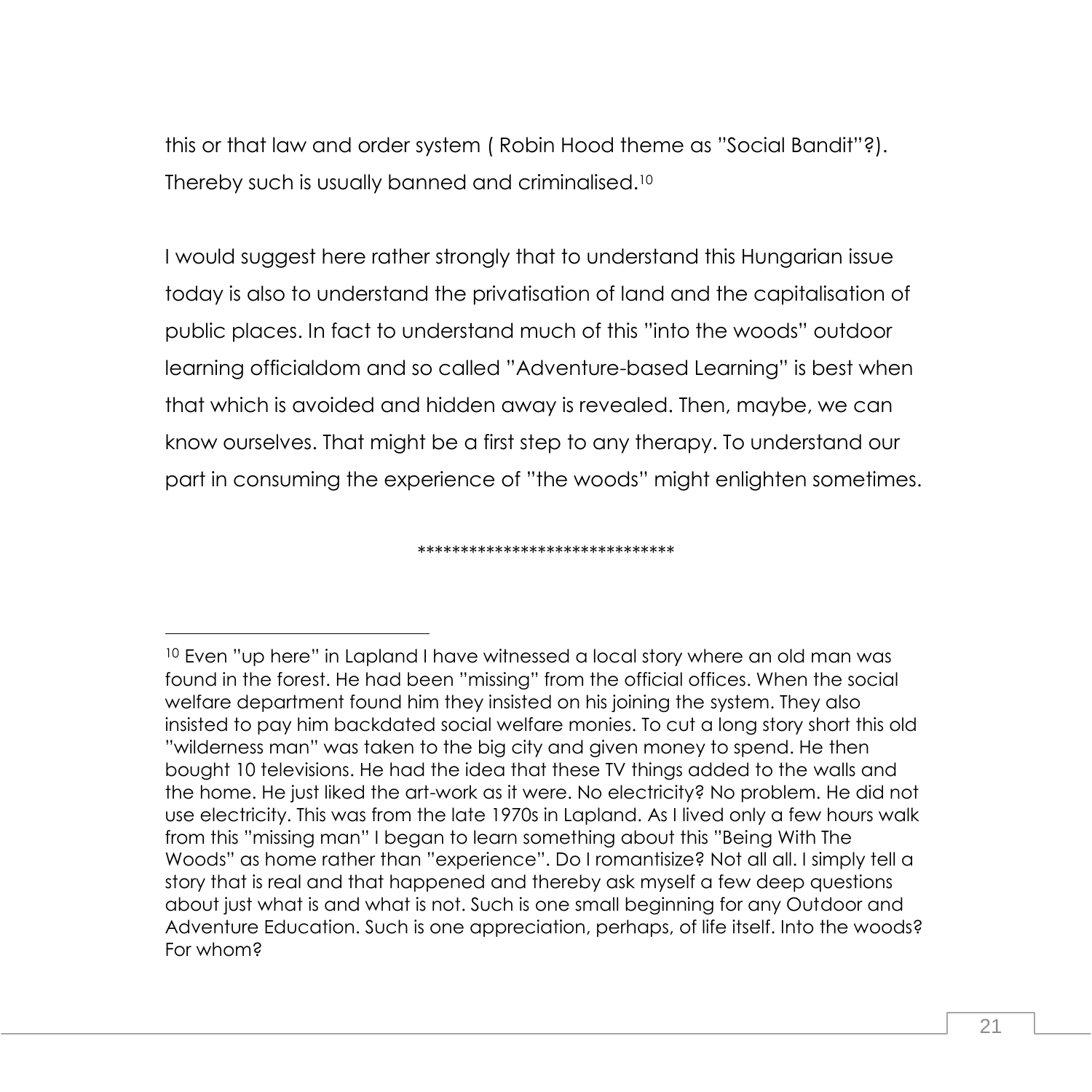this or that law and order system ( Robin Hood theme as "Social Bandit"?). Thereby such is usually banned and criminalised.[10]

I would suggest here rather strongly that to understand this Hungarian issue today is also to understand the privatisation of land and the capitalisation of public places. In fact to understand much of this "into the woods" outdoor learning officialdom and so called "Adventure-based Learning" is best when that which is avoided and hidden away is revealed. Then, maybe, we can know ourselves. That might be a first step to any therapy. To understand our part in consuming the experience of "the woods" might enlighten sometimes.

******************************

[10] Even "up here" in Lapland I have witnessed a local story where an old man was found in the forest. He had been "missing" from the official offices. When the social welfare department found him they insisted on his joining the system. They also insisted to pay him backdated social welfare monies. To cut a long story short this old "wilderness man" was taken to the big city and given money to spend. He then bought 10 televisions. He had the idea that these TV things added to the walls and the home. He just liked the art-work as it were. No electricity? No problem. He did not use electricity. This was from the late 1970s in Lapland. As I lived only a few hours walk from this "missing man" I began to learn something about this "Being With The Woods" as home rather than "experience". Do I romantisize? Not all all. I simply tell a story that is real and that happened and thereby ask myself a few deep questions about just what is and what is not. Such is one small beginning for any Outdoor and Adventure Education. Such is one appreciation, perhaps, of life itself. Into the woods? For whom?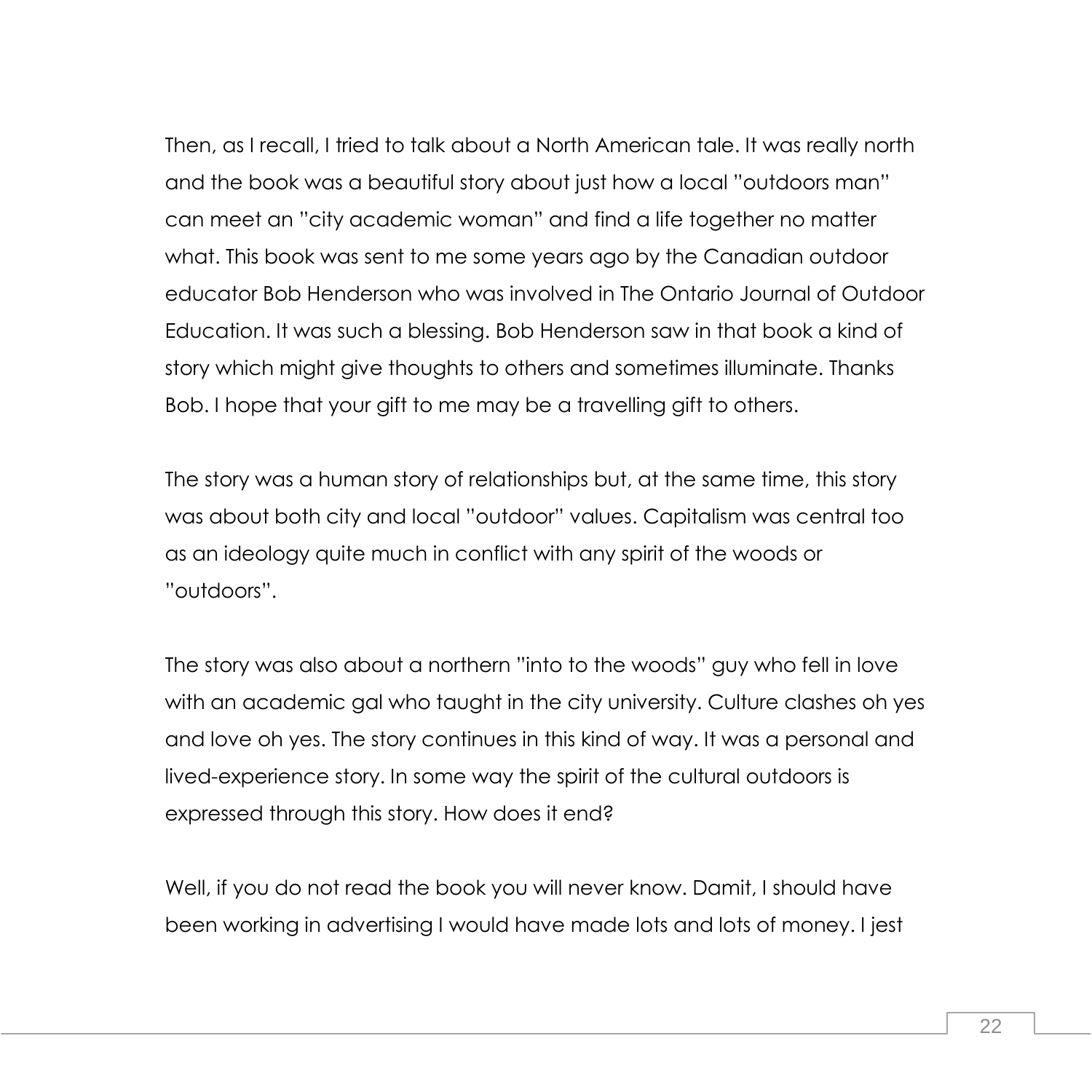Then, as I recall, I tried to talk about a North American tale. It was really north and the book was a beautiful story about just how a local "outdoors man" can meet an "city academic woman" and find a life together no matter what. This book was sent to me some years ago by the Canadian outdoor educator Bob Henderson who was involved in The Ontario Journal of Outdoor Education. It was such a blessing. Bob Henderson saw in that book a kind of story which might give thoughts to others and sometimes illuminate. Thanks Bob. I hope that your gift to me may be a travelling gift to others.

The story was a human story of relationships but, at the same time, this story was about both city and local "outdoor" values. Capitalism was central too as an ideology quite much in conflict with any spirit of the woods or "outdoors".

The story was also about a northern "into to the woods" guy who fell in love with an academic gal who taught in the city university. Culture clashes oh yes and love oh yes. The story continues in this kind of way. It was a personal and lived-experience story. In some way the spirit of the cultural outdoors is expressed through this story. How does it end?

Well, if you do not read the book you will never know. Damit, I should have been working in advertising I would have made lots and lots of money. I jest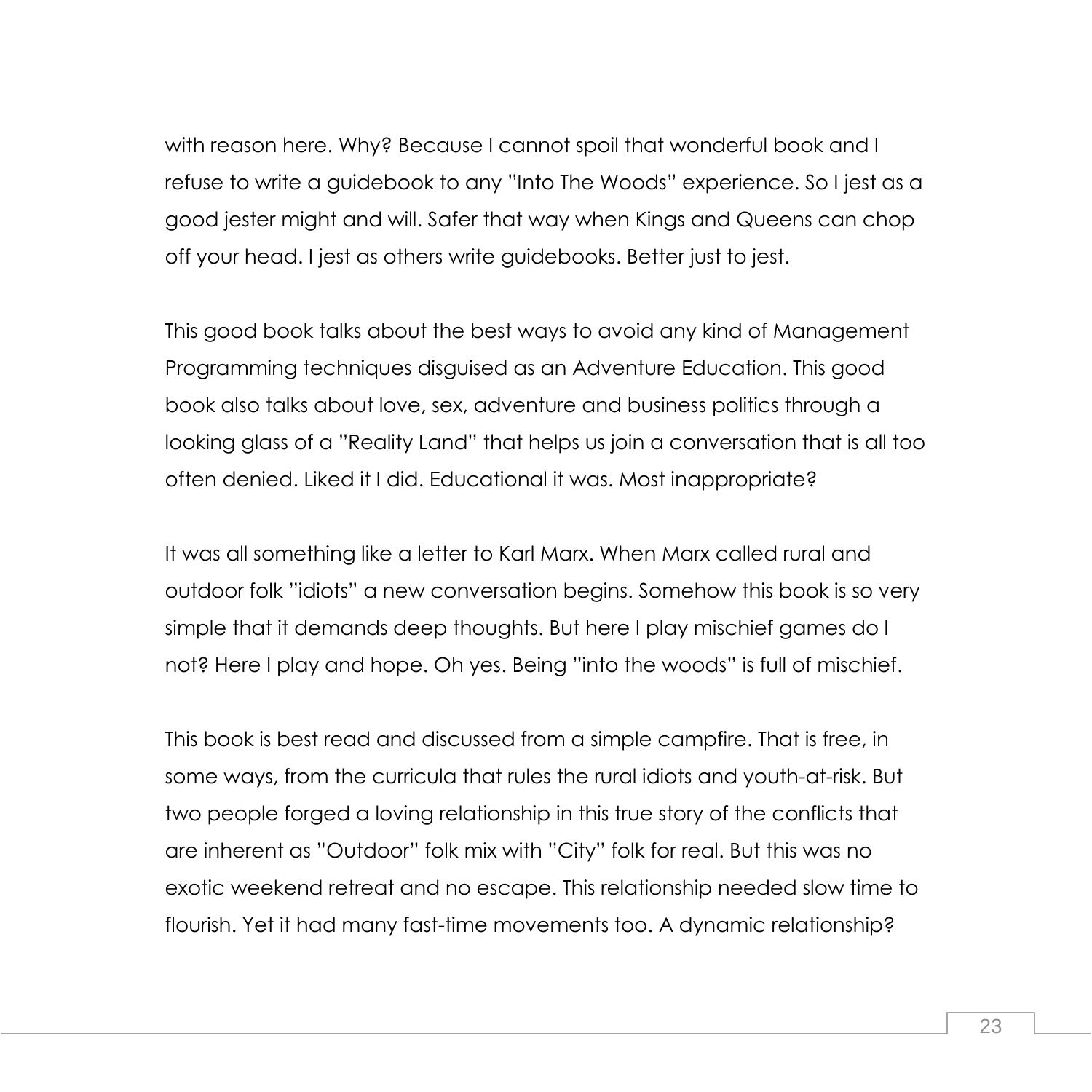with reason here. Why? Because I cannot spoil that wonderful book and I refuse to write a guidebook to any "Into The Woods" experience. So I jest as a good jester might and will. Safer that way when Kings and Queens can chop off your head. I jest as others write guidebooks. Better just to jest.

This good book talks about the best ways to avoid any kind of Management Programming techniques disguised as an Adventure Education. This good book also talks about love, sex, adventure and business politics through a looking glass of a "Reality Land" that helps us join a conversation that is all too often denied. Liked it I did. Educational it was. Most inappropriate?

It was all something like a letter to Karl Marx. When Marx called rural and outdoor folk "idiots" a new conversation begins. Somehow this book is so very simple that it demands deep thoughts. But here I play mischief games do I not? Here I play and hope. Oh yes. Being "into the woods" is full of mischief.

This book is best read and discussed from a simple campfire. That is free, in some ways, from the curricula that rules the rural idiots and youth-at-risk. But two people forged a loving relationship in this true story of the conflicts that are inherent as "Outdoor" folk mix with "City" folk for real. But this was no exotic weekend retreat and no escape. This relationship needed slow time to flourish. Yet it had many fast-time movements too. A dynamic relationship?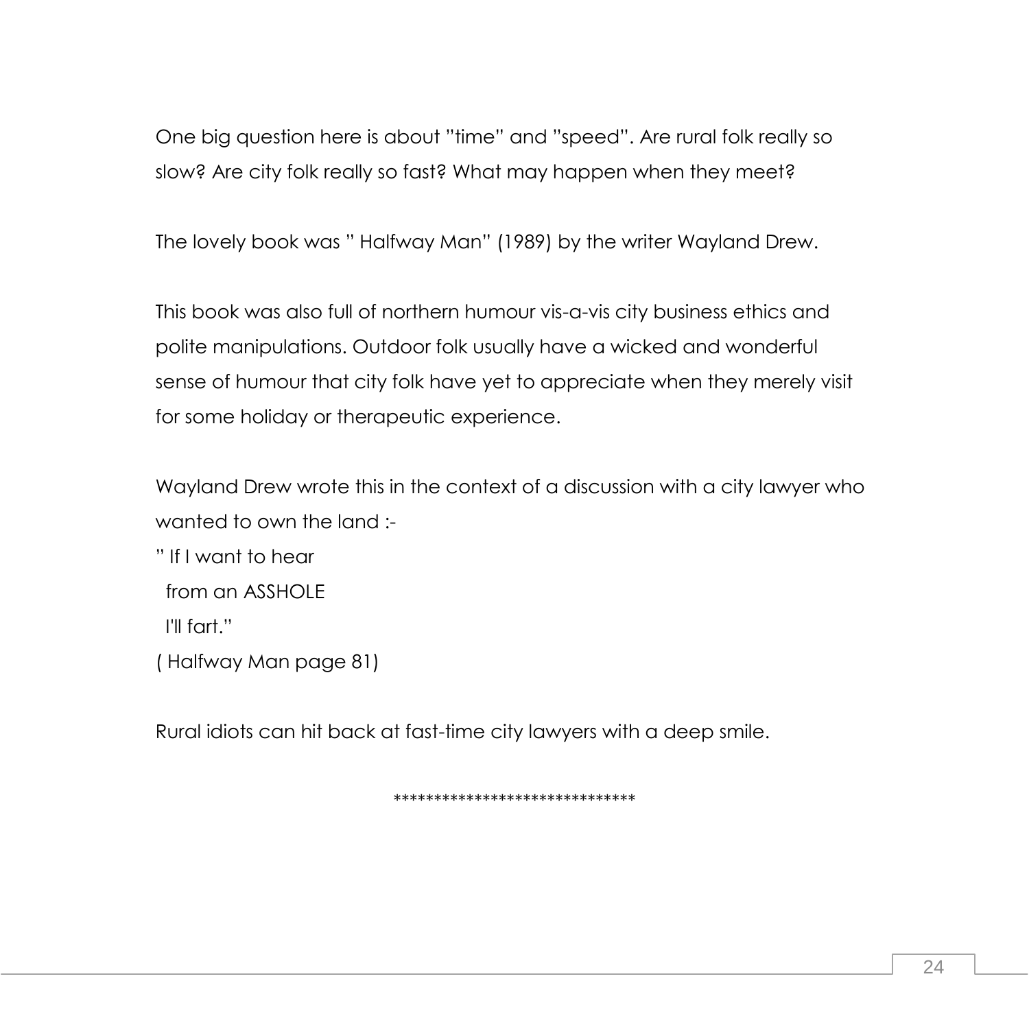One big question here is about "time" and "speed". Are rural folk really so slow? Are city folk really so fast? What may happen when they meet?

The lovely book was " Halfway Man" (1989) by the writer Wayland Drew.

This book was also full of northern humour vis-a-vis city business ethics and polite manipulations. Outdoor folk usually have a wicked and wonderful sense of humour that city folk have yet to appreciate when they merely visit for some holiday or therapeutic experience.

Wayland Drew wrote this in the context of a discussion with a city lawyer who wanted to own the land :-

" If I want to hear
  from an ASSHOLE
  I'll fart."
( Halfway Man page 81)

Rural idiots can hit back at fast-time city lawyers with a deep smile.

******************************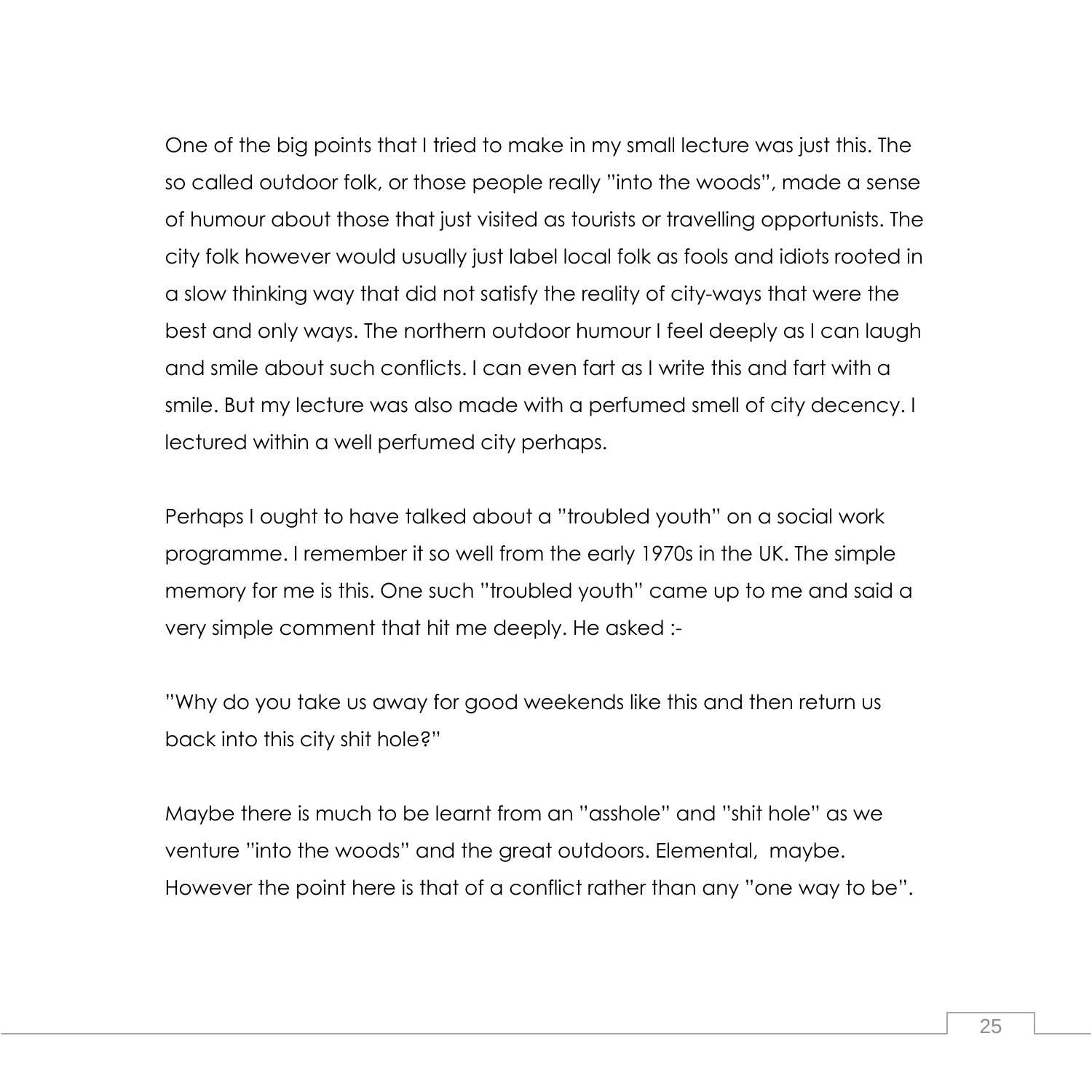One of the big points that I tried to make in my small lecture was just this. The so called outdoor folk, or those people really "into the woods", made a sense of humour about those that just visited as tourists or travelling opportunists. The city folk however would usually just label local folk as fools and idiots rooted in a slow thinking way that did not satisfy the reality of city-ways that were the best and only ways. The northern outdoor humour I feel deeply as I can laugh and smile about such conflicts. I can even fart as I write this and fart with a smile. But my lecture was also made with a perfumed smell of city decency. I lectured within a well perfumed city perhaps.

Perhaps I ought to have talked about a "troubled youth" on a social work programme. I remember it so well from the early 1970s in the UK. The simple memory for me is this. One such "troubled youth" came up to me and said a very simple comment that hit me deeply. He asked :-

"Why do you take us away for good weekends like this and then return us back into this city shit hole?"

Maybe there is much to be learnt from an "asshole" and "shit hole" as we venture "into the woods" and the great outdoors. Elemental, maybe. However the point here is that of a conflict rather than any "one way to be".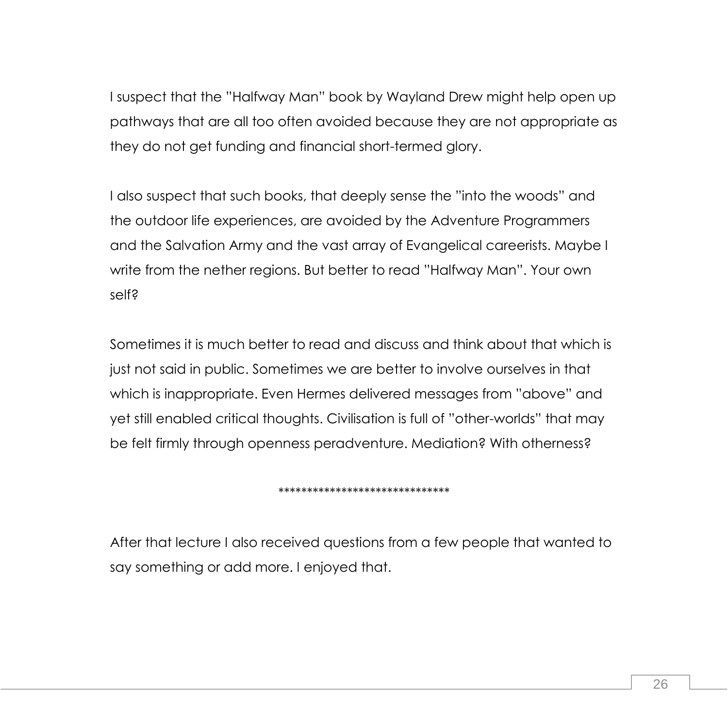I suspect that the "Halfway Man" book by Wayland Drew might help open up pathways that are all too often avoided because they are not appropriate as they do not get funding and financial short-termed glory.

I also suspect that such books, that deeply sense the "into the woods" and the outdoor life experiences, are avoided by the Adventure Programmers and the Salvation Army and the vast array of Evangelical careerists. Maybe I write from the nether regions. But better to read "Halfway Man". Your own self?

Sometimes it is much better to read and discuss and think about that which is just not said in public. Sometimes we are better to involve ourselves in that which is inappropriate. Even Hermes delivered messages from "above" and yet still enabled critical thoughts. Civilisation is full of "other-worlds" that may be felt firmly through openness peradventure. Mediation? With otherness?

******************************

After that lecture I also received questions from a few people that wanted to say something or add more. I enjoyed that.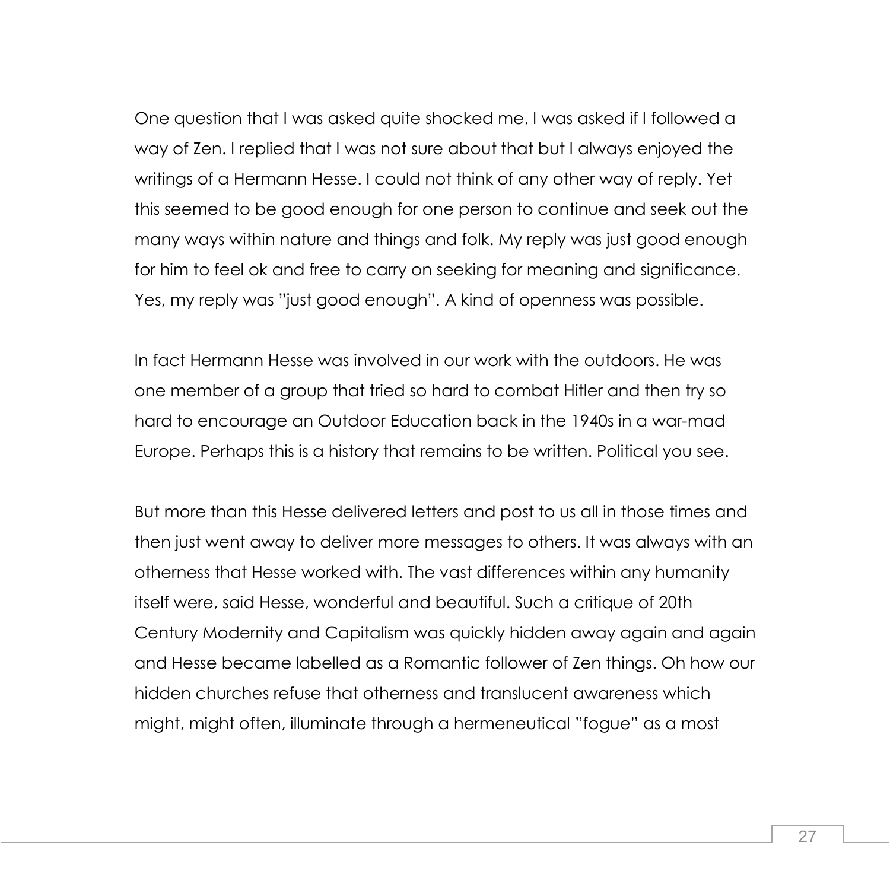One question that I was asked quite shocked me. I was asked if I followed a way of Zen. I replied that I was not sure about that but I always enjoyed the writings of a Hermann Hesse. I could not think of any other way of reply. Yet this seemed to be good enough for one person to continue and seek out the many ways within nature and things and folk. My reply was just good enough for him to feel ok and free to carry on seeking for meaning and significance. Yes, my reply was "just good enough". A kind of openness was possible.

In fact Hermann Hesse was involved in our work with the outdoors. He was one member of a group that tried so hard to combat Hitler and then try so hard to encourage an Outdoor Education back in the 1940s in a war-mad Europe. Perhaps this is a history that remains to be written. Political you see.

But more than this Hesse delivered letters and post to us all in those times and then just went away to deliver more messages to others. It was always with an otherness that Hesse worked with. The vast differences within any humanity itself were, said Hesse, wonderful and beautiful. Such a critique of 20th Century Modernity and Capitalism was quickly hidden away again and again and Hesse became labelled as a Romantic follower of Zen things. Oh how our hidden churches refuse that otherness and translucent awareness which might, might often, illuminate through a hermeneutical "fogue" as a most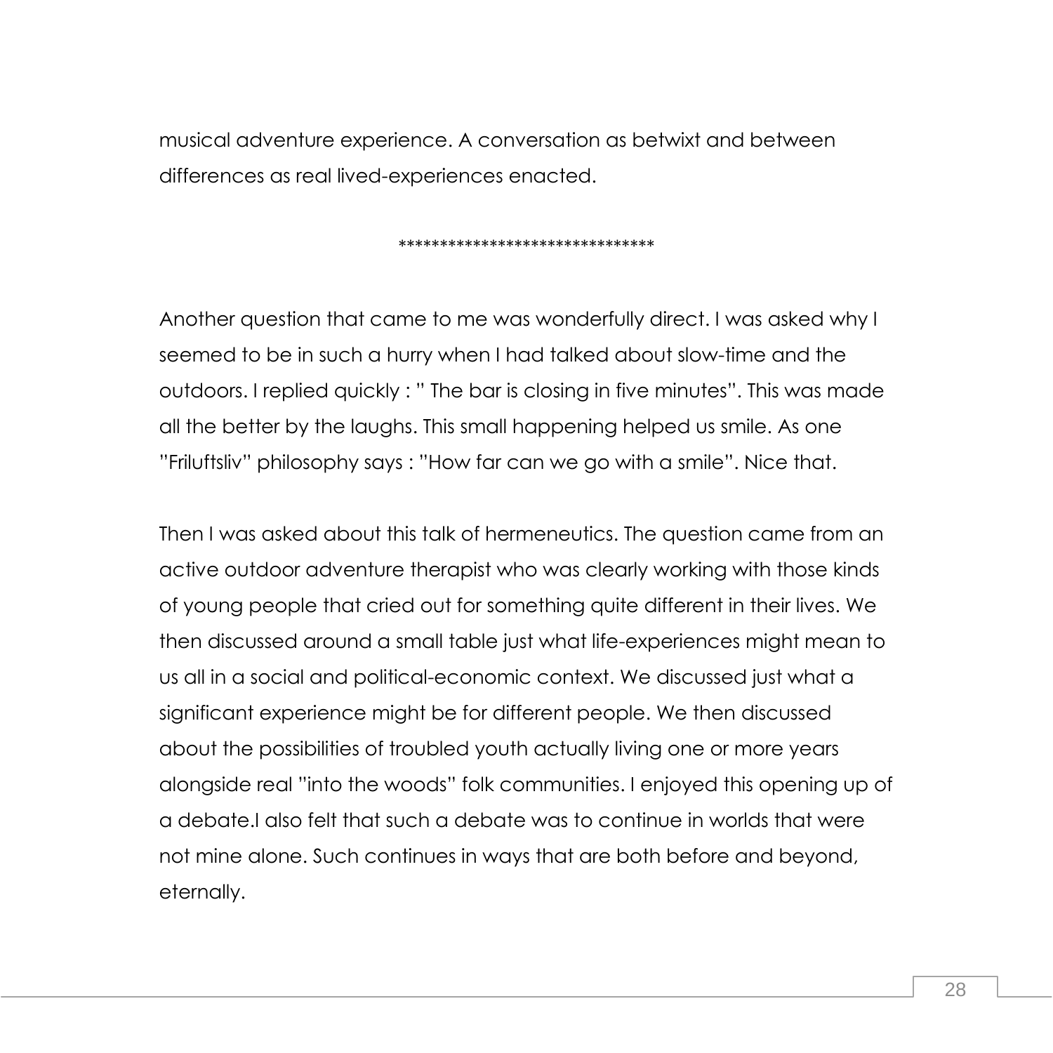musical adventure experience. A conversation as betwixt and between differences as real lived-experiences enacted.

*******************************

Another question that came to me was wonderfully direct. I was asked why I seemed to be in such a hurry when I had talked about slow-time and the outdoors. I replied quickly : " The bar is closing in five minutes". This was made all the better by the laughs. This small happening helped us smile. As one "Friluftsliv" philosophy says : "How far can we go with a smile". Nice that.

Then I was asked about this talk of hermeneutics. The question came from an active outdoor adventure therapist who was clearly working with those kinds of young people that cried out for something quite different in their lives. We then discussed around a small table just what life-experiences might mean to us all in a social and political-economic context. We discussed just what a significant experience might be for different people. We then discussed about the possibilities of troubled youth actually living one or more years alongside real "into the woods" folk communities. I enjoyed this opening up of a debate.I also felt that such a debate was to continue in worlds that were not mine alone. Such continues in ways that are both before and beyond, eternally.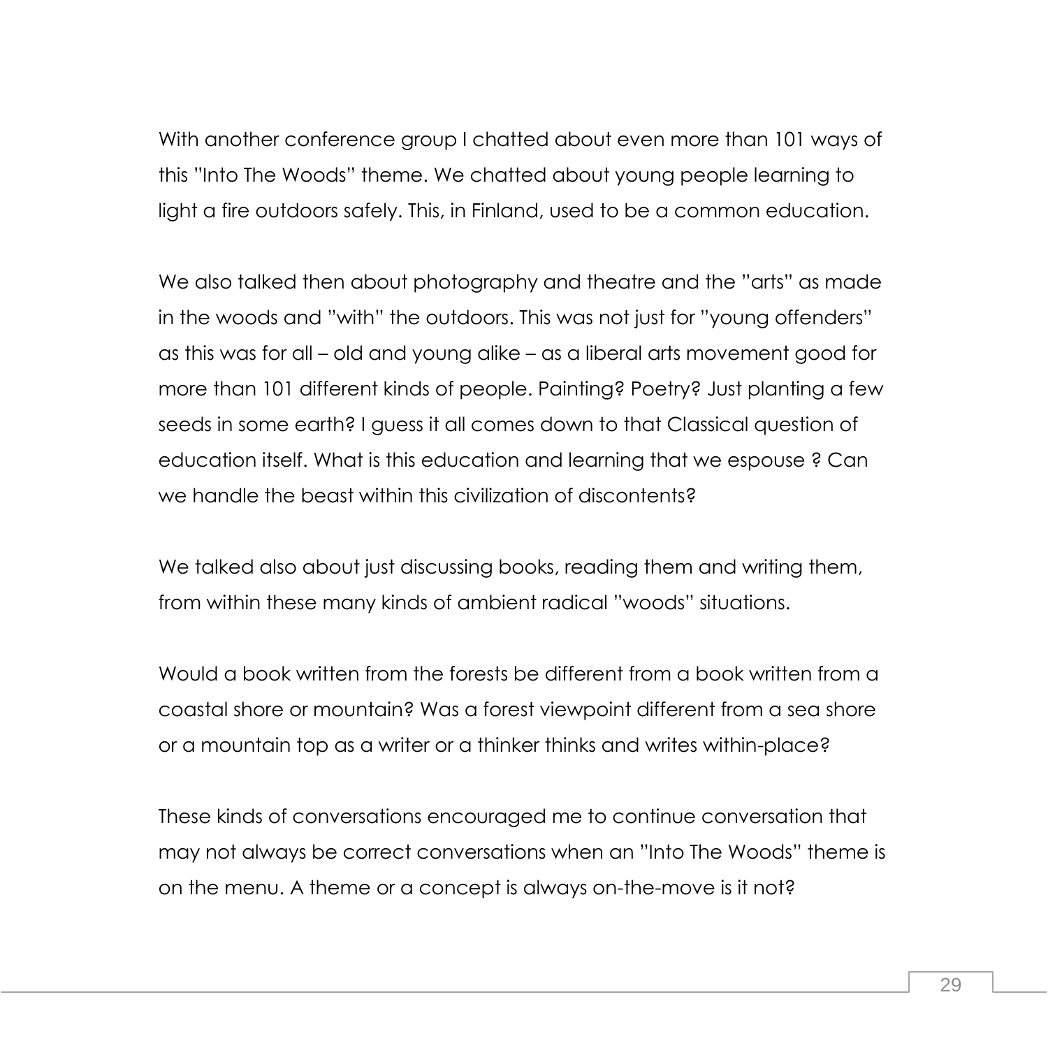With another conference group I chatted about even more than 101 ways of this "Into The Woods" theme. We chatted about young people learning to light a fire outdoors safely. This, in Finland, used to be a common education.

We also talked then about photography and theatre and the "arts" as made in the woods and "with" the outdoors. This was not just for "young offenders" as this was for all – old and young alike – as a liberal arts movement good for more than 101 different kinds of people. Painting? Poetry? Just planting a few seeds in some earth? I guess it all comes down to that Classical question of education itself. What is this education and learning that we espouse ? Can we handle the beast within this civilization of discontents?

We talked also about just discussing books, reading them and writing them, from within these many kinds of ambient radical "woods" situations.

Would a book written from the forests be different from a book written from a coastal shore or mountain? Was a forest viewpoint different from a sea shore or a mountain top as a writer or a thinker thinks and writes within-place?

These kinds of conversations encouraged me to continue conversation that may not always be correct conversations when an "Into The Woods" theme is on the menu. A theme or a concept is always on-the-move is it not?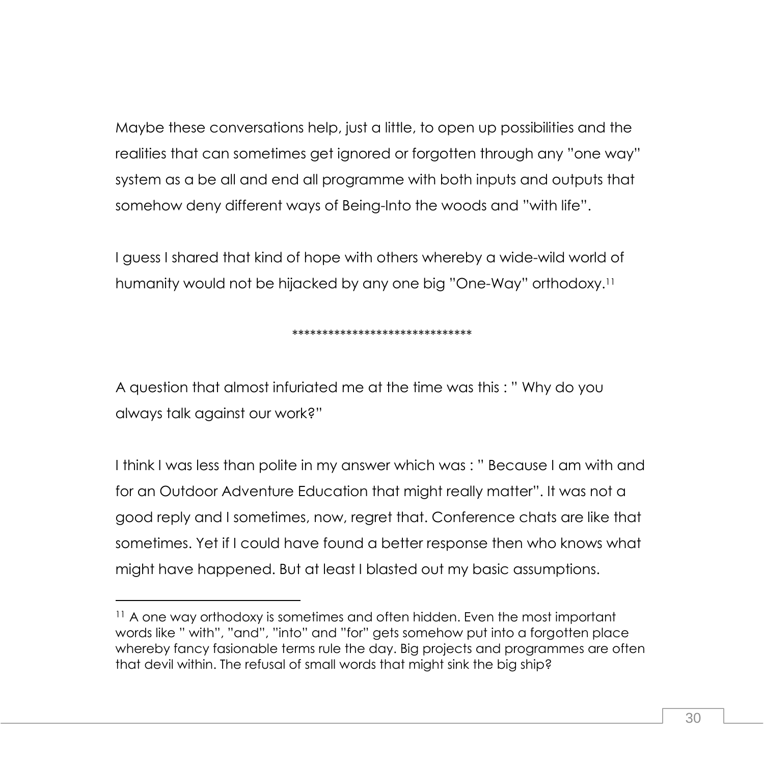Maybe these conversations help, just a little, to open up possibilities and the realities that can sometimes get ignored or forgotten through any "one way" system as a be all and end all programme with both inputs and outputs that somehow deny different ways of Being-Into the woods and "with life".

I guess I shared that kind of hope with others whereby a wide-wild world of humanity would not be hijacked by any one big "One-Way" orthodoxy.[11]

******************************

A question that almost infuriated me at the time was this : " Why do you always talk against our work?"

I think I was less than polite in my answer which was : " Because I am with and for an Outdoor Adventure Education that might really matter". It was not a good reply and I sometimes, now, regret that. Conference chats are like that sometimes. Yet if I could have found a better response then who knows what might have happened. But at least I blasted out my basic assumptions.

---

[11] A one way orthodoxy is sometimes and often hidden. Even the most important words like " with", "and", "into" and "for" gets somehow put into a forgotten place whereby fancy fasionable terms rule the day. Big projects and programmes are often that devil within. The refusal of small words that might sink the big ship?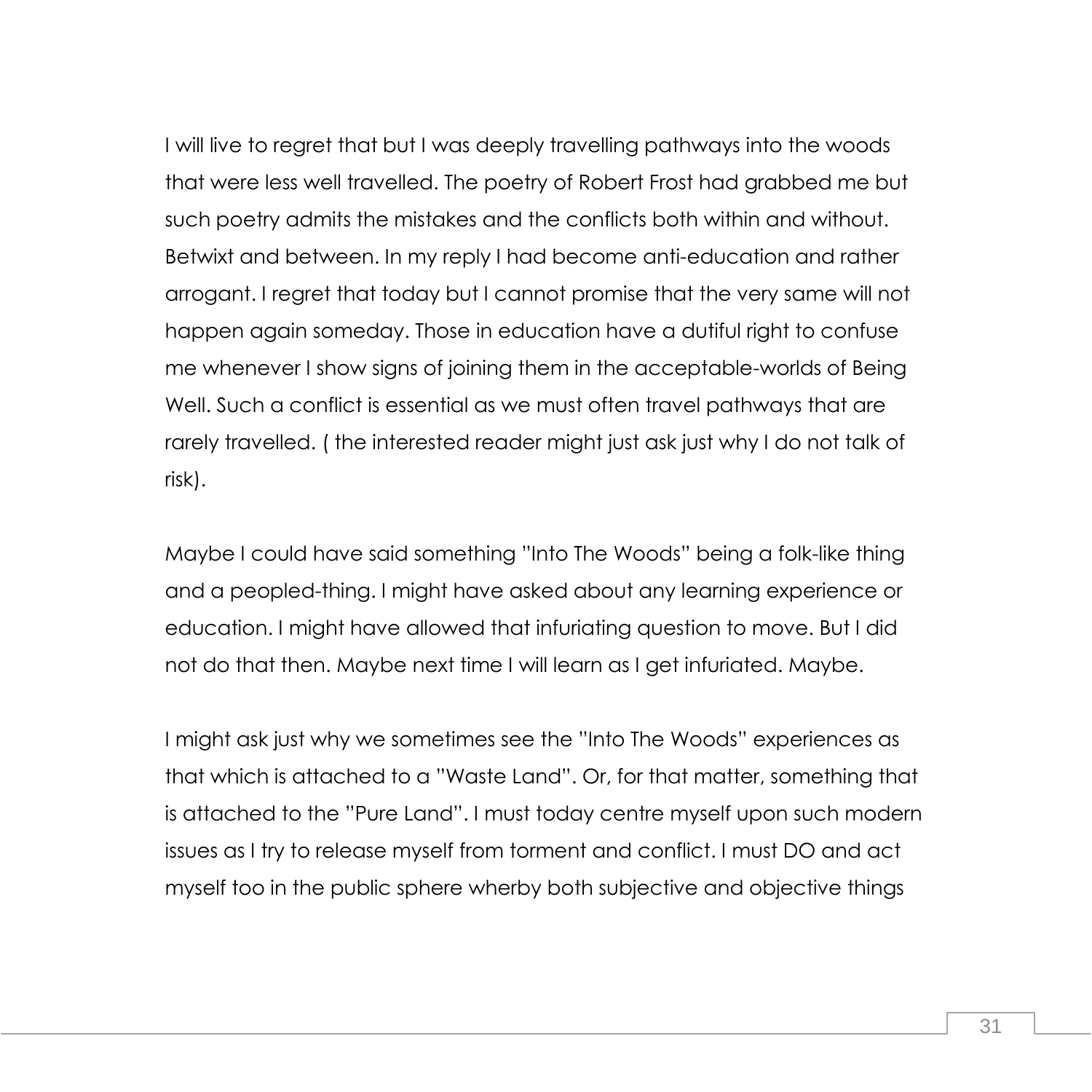I will live to regret that but I was deeply travelling pathways into the woods that were less well travelled. The poetry of Robert Frost had grabbed me but such poetry admits the mistakes and the conflicts both within and without. Betwixt and between. In my reply I had become anti-education and rather arrogant. I regret that today but I cannot promise that the very same will not happen again someday. Those in education have a dutiful right to confuse me whenever I show signs of joining them in the acceptable-worlds of Being Well. Such a conflict is essential as we must often travel pathways that are rarely travelled. ( the interested reader might just ask just why I do not talk of risk).

Maybe I could have said something "Into The Woods" being a folk-like thing and a peopled-thing. I might have asked about any learning experience or education. I might have allowed that infuriating question to move. But I did not do that then. Maybe next time I will learn as I get infuriated. Maybe.

I might ask just why we sometimes see the "Into The Woods" experiences as that which is attached to a "Waste Land". Or, for that matter, something that is attached to the "Pure Land". I must today centre myself upon such modern issues as I try to release myself from torment and conflict. I must DO and act myself too in the public sphere wherby both subjective and objective things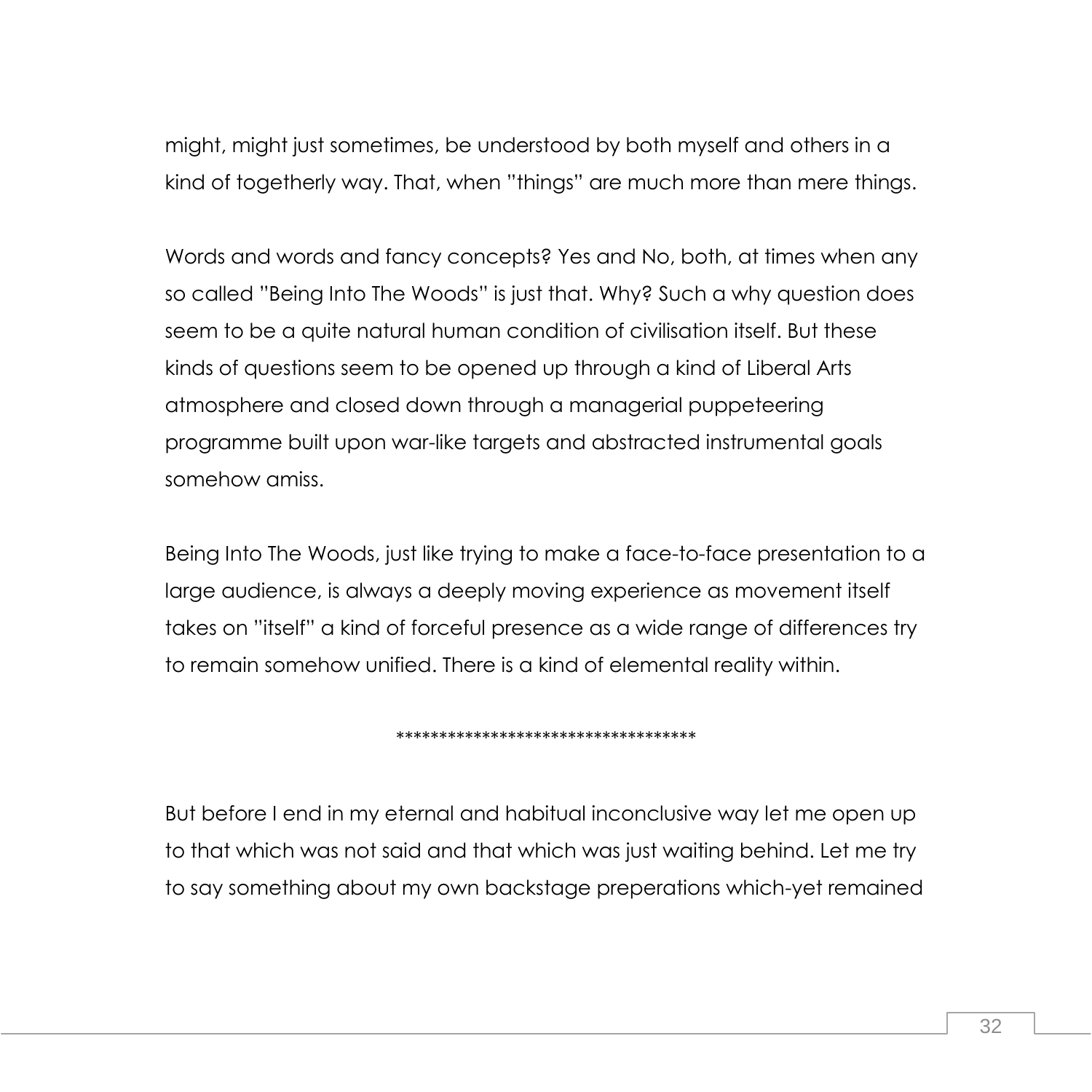might, might just sometimes, be understood by both myself and others in a kind of togetherly way. That, when "things" are much more than mere things.

Words and words and fancy concepts? Yes and No, both, at times when any so called "Being Into The Woods" is just that. Why? Such a why question does seem to be a quite natural human condition of civilisation itself. But these kinds of questions seem to be opened up through a kind of Liberal Arts atmosphere and closed down through a managerial puppeteering programme built upon war-like targets and abstracted instrumental goals somehow amiss.

Being Into The Woods, just like trying to make a face-to-face presentation to a large audience, is always a deeply moving experience as movement itself takes on "itself" a kind of forceful presence as a wide range of differences try to remain somehow unified. There is a kind of elemental reality within.

***********************************

But before I end in my eternal and habitual inconclusive way let me open up to that which was not said and that which was just waiting behind. Let me try to say something about my own backstage preperations which-yet remained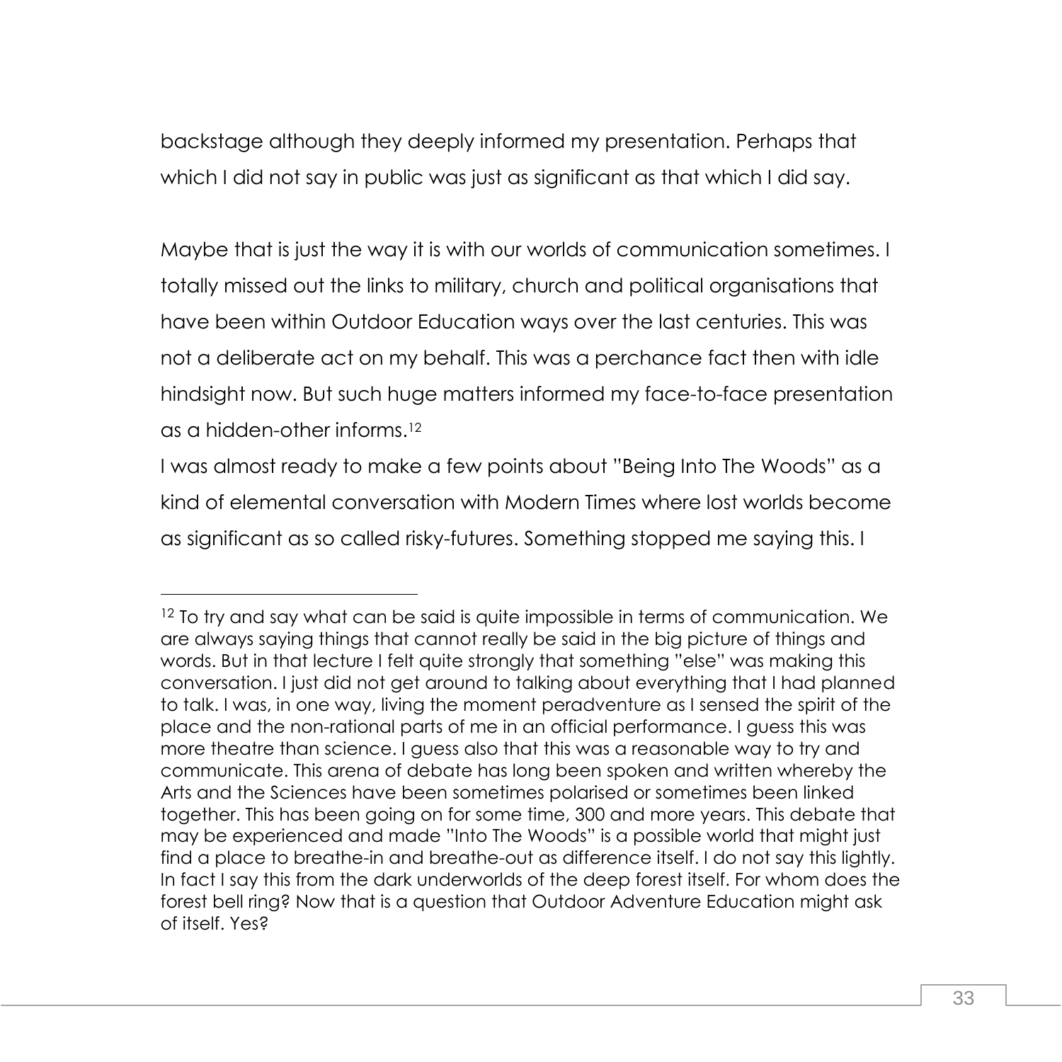backstage although they deeply informed my presentation. Perhaps that which I did not say in public was just as significant as that which I did say.

Maybe that is just the way it is with our worlds of communication sometimes. I totally missed out the links to military, church and political organisations that have been within Outdoor Education ways over the last centuries. This was not a deliberate act on my behalf. This was a perchance fact then with idle hindsight now. But such huge matters informed my face-to-face presentation as a hidden-other informs.[12]

I was almost ready to make a few points about "Being Into The Woods" as a kind of elemental conversation with Modern Times where lost worlds become as significant as so called risky-futures. Something stopped me saying this. I

---

[12] To try and say what can be said is quite impossible in terms of communication. We are always saying things that cannot really be said in the big picture of things and words. But in that lecture I felt quite strongly that something "else" was making this conversation. I just did not get around to talking about everything that I had planned to talk. I was, in one way, living the moment peradventure as I sensed the spirit of the place and the non-rational parts of me in an official performance. I guess this was more theatre than science. I guess also that this was a reasonable way to try and communicate. This arena of debate has long been spoken and written whereby the Arts and the Sciences have been sometimes polarised or sometimes been linked together. This has been going on for some time, 300 and more years. This debate that may be experienced and made "Into The Woods" is a possible world that might just find a place to breathe-in and breathe-out as difference itself. I do not say this lightly. In fact I say this from the dark underworlds of the deep forest itself. For whom does the forest bell ring? Now that is a question that Outdoor Adventure Education might ask of itself. Yes?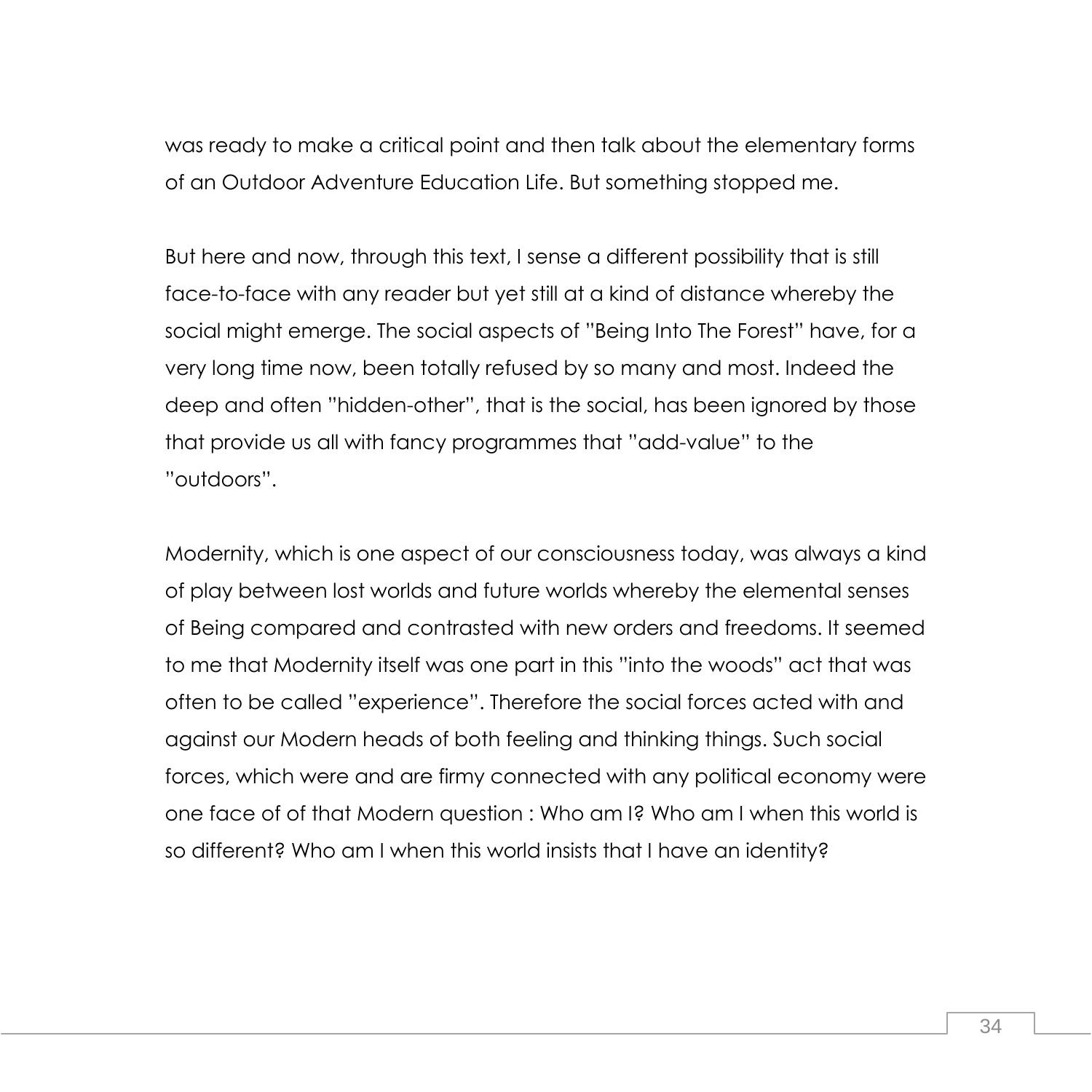was ready to make a critical point and then talk about the elementary forms of an Outdoor Adventure Education Life. But something stopped me.

But here and now, through this text, I sense a different possibility that is still face-to-face with any reader but yet still at a kind of distance whereby the social might emerge. The social aspects of "Being Into The Forest" have, for a very long time now, been totally refused by so many and most. Indeed the deep and often "hidden-other", that is the social, has been ignored by those that provide us all with fancy programmes that "add-value" to the "outdoors".

Modernity, which is one aspect of our consciousness today, was always a kind of play between lost worlds and future worlds whereby the elemental senses of Being compared and contrasted with new orders and freedoms. It seemed to me that Modernity itself was one part in this "into the woods" act that was often to be called "experience". Therefore the social forces acted with and against our Modern heads of both feeling and thinking things. Such social forces, which were and are firmy connected with any political economy were one face of of that Modern question : Who am I? Who am I when this world is so different? Who am I when this world insists that I have an identity?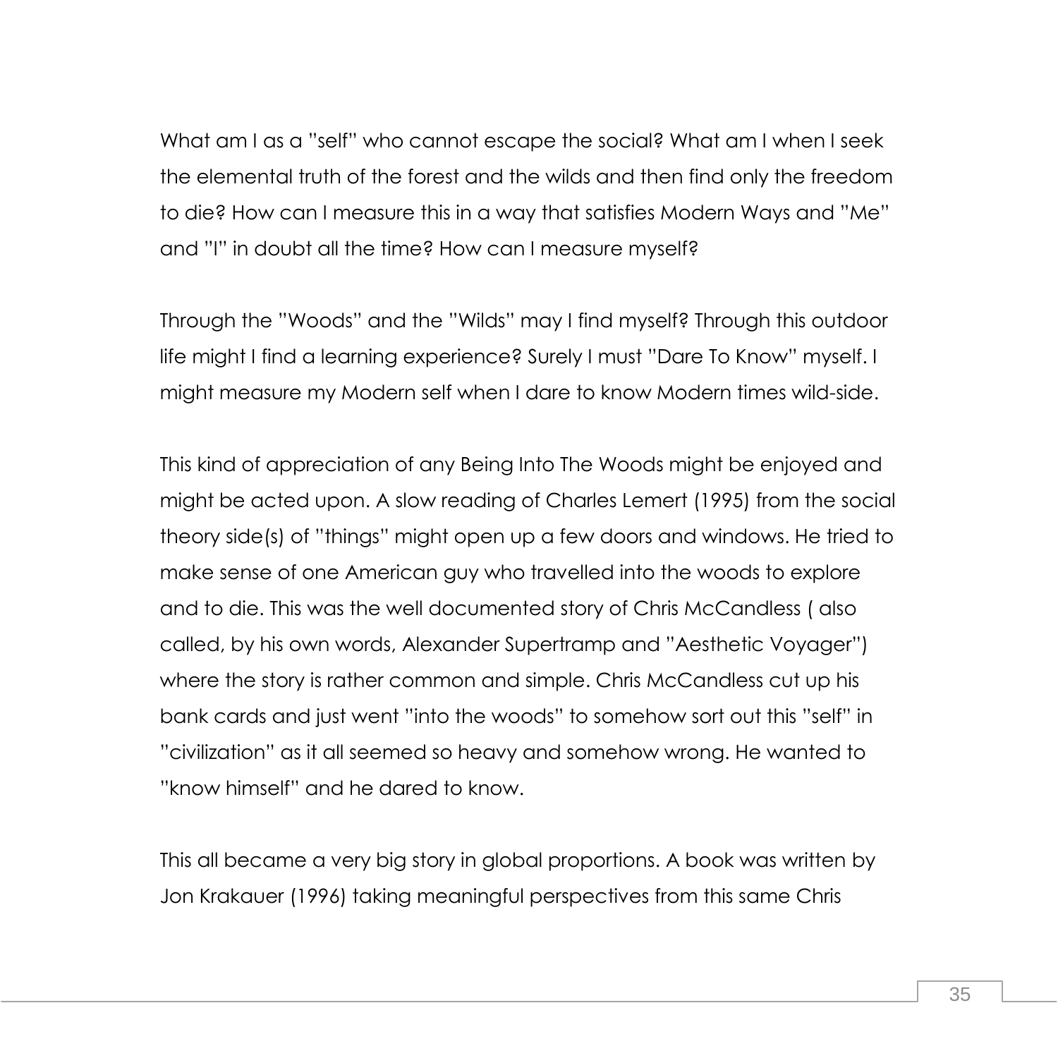What am I as a "self" who cannot escape the social? What am I when I seek the elemental truth of the forest and the wilds and then find only the freedom to die? How can I measure this in a way that satisfies Modern Ways and "Me" and "I" in doubt all the time? How can I measure myself?

Through the "Woods" and the "Wilds" may I find myself? Through this outdoor life might I find a learning experience? Surely I must "Dare To Know" myself. I might measure my Modern self when I dare to know Modern times wild-side.

This kind of appreciation of any Being Into The Woods might be enjoyed and might be acted upon. A slow reading of Charles Lemert (1995) from the social theory side(s) of "things" might open up a few doors and windows. He tried to make sense of one American guy who travelled into the woods to explore and to die. This was the well documented story of Chris McCandless ( also called, by his own words, Alexander Supertramp and "Aesthetic Voyager") where the story is rather common and simple. Chris McCandless cut up his bank cards and just went "into the woods" to somehow sort out this "self" in "civilization" as it all seemed so heavy and somehow wrong. He wanted to "know himself" and he dared to know.

This all became a very big story in global proportions. A book was written by Jon Krakauer (1996) taking meaningful perspectives from this same Chris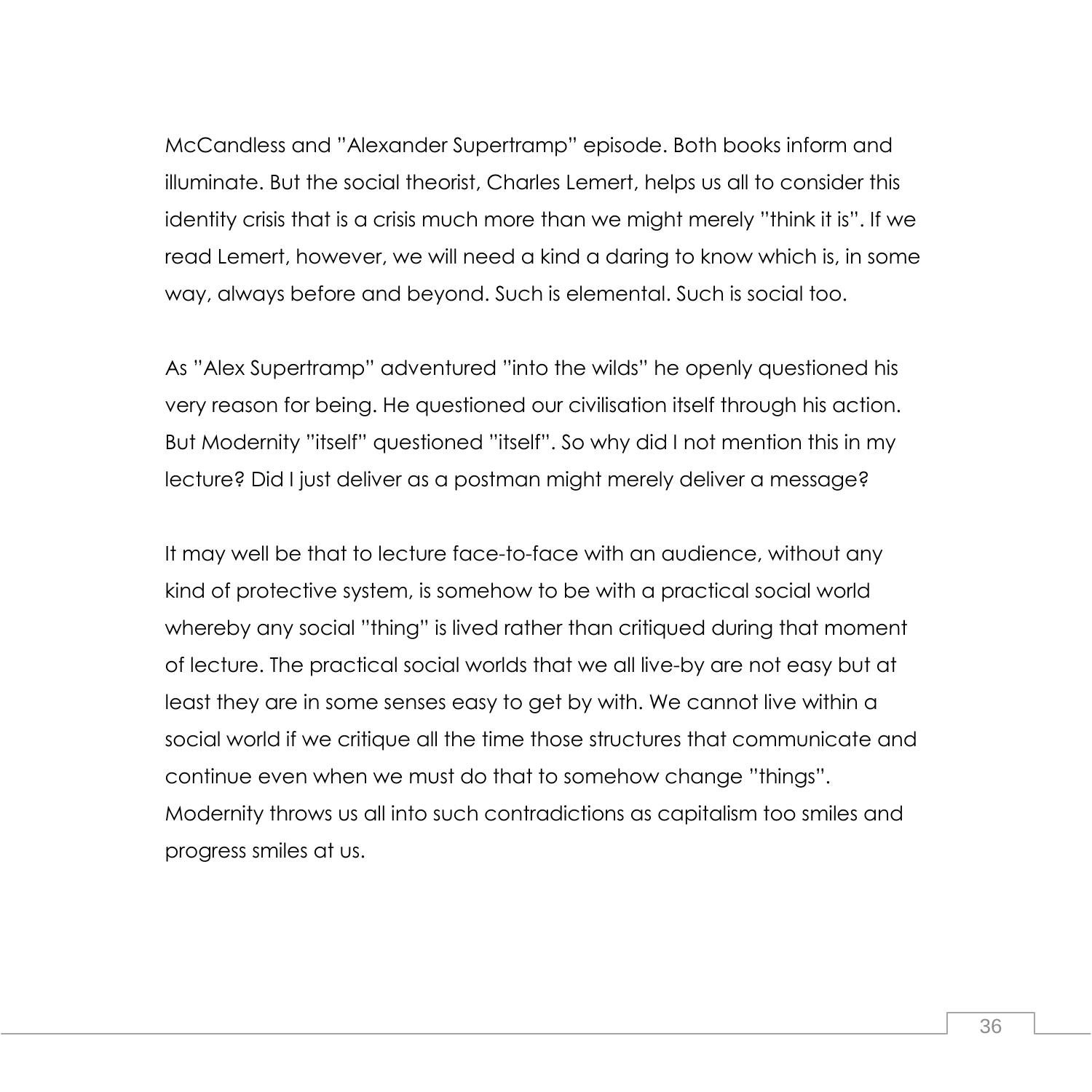McCandless and "Alexander Supertramp" episode. Both books inform and illuminate. But the social theorist, Charles Lemert, helps us all to consider this identity crisis that is a crisis much more than we might merely "think it is". If we read Lemert, however, we will need a kind a daring to know which is, in some way, always before and beyond. Such is elemental. Such is social too.

As "Alex Supertramp" adventured "into the wilds" he openly questioned his very reason for being. He questioned our civilisation itself through his action. But Modernity "itself" questioned "itself". So why did I not mention this in my lecture? Did I just deliver as a postman might merely deliver a message?

It may well be that to lecture face-to-face with an audience, without any kind of protective system, is somehow to be with a practical social world whereby any social "thing" is lived rather than critiqued during that moment of lecture. The practical social worlds that we all live-by are not easy but at least they are in some senses easy to get by with. We cannot live within a social world if we critique all the time those structures that communicate and continue even when we must do that to somehow change "things". Modernity throws us all into such contradictions as capitalism too smiles and progress smiles at us.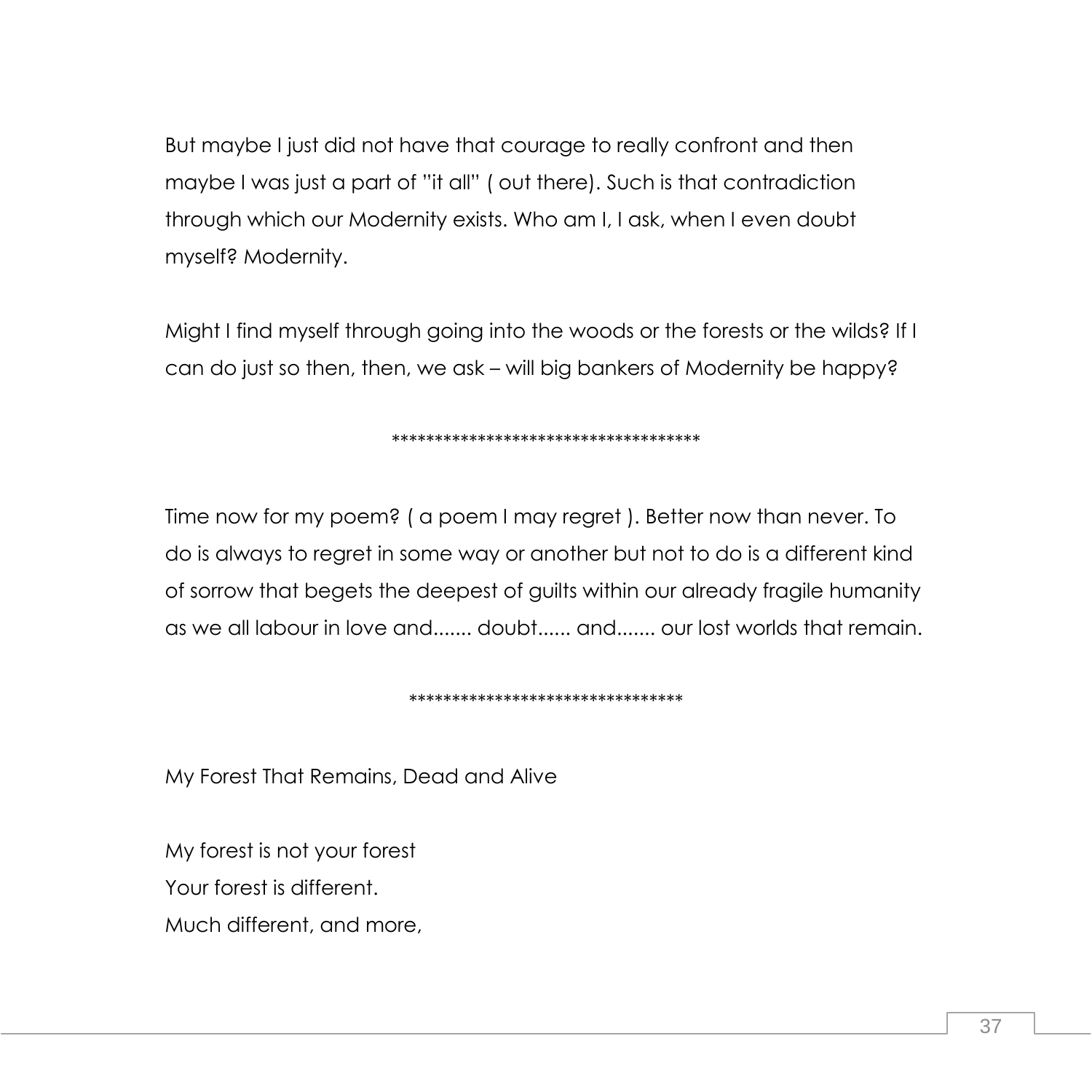But maybe I just did not have that courage to really confront and then maybe I was just a part of "it all" ( out there). Such is that contradiction through which our Modernity exists. Who am I, I ask, when I even doubt myself? Modernity.

Might I find myself through going into the woods or the forests or the wilds? If I can do just so then, then, we ask – will big bankers of Modernity be happy?

************************************

Time now for my poem? ( a poem I may regret ). Better now than never. To do is always to regret in some way or another but not to do is a different kind of sorrow that begets the deepest of guilts within our already fragile humanity as we all labour in love and....... doubt...... and....... our lost worlds that remain.

********************************

My Forest That Remains, Dead and Alive

My forest is not your forest
Your forest is different.
Much different, and more,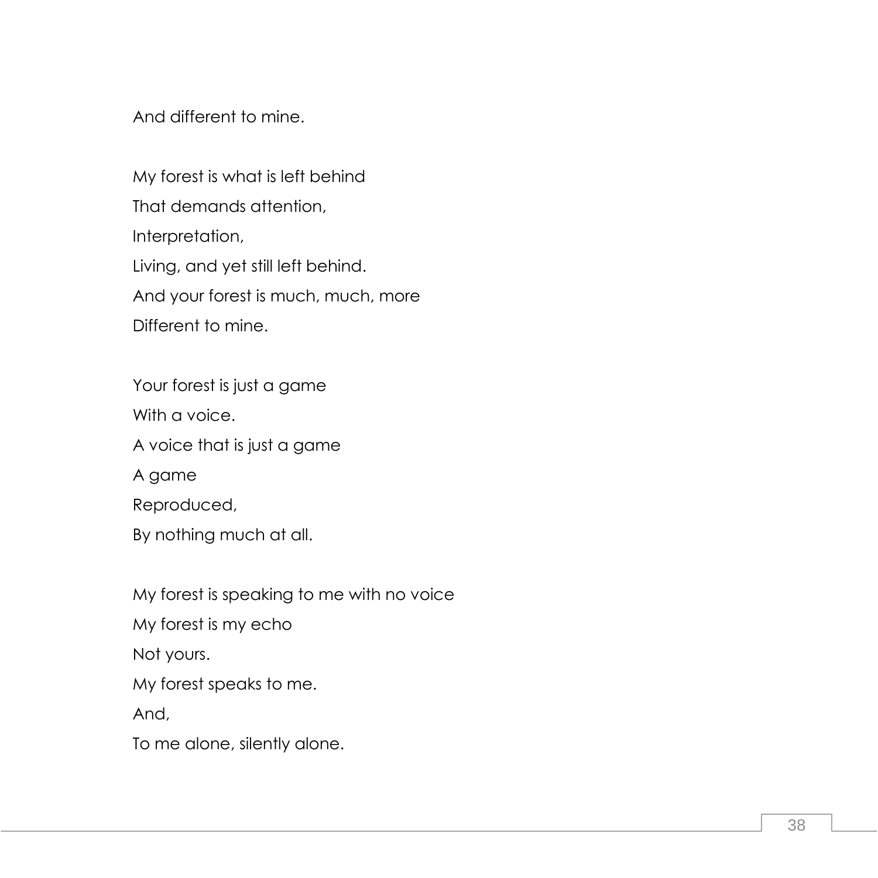And different to mine.

My forest is what is left behind  
That demands attention,  
Interpretation,  
Living, and yet still left behind.  
And your forest is much, much, more  
Different to mine.

Your forest is just a game  
With a voice.  
A voice that is just a game  
A game  
Reproduced,  
By nothing much at all.

My forest is speaking to me with no voice  
My forest is my echo  
Not yours.  
My forest speaks to me.  
And,  
To me alone, silently alone.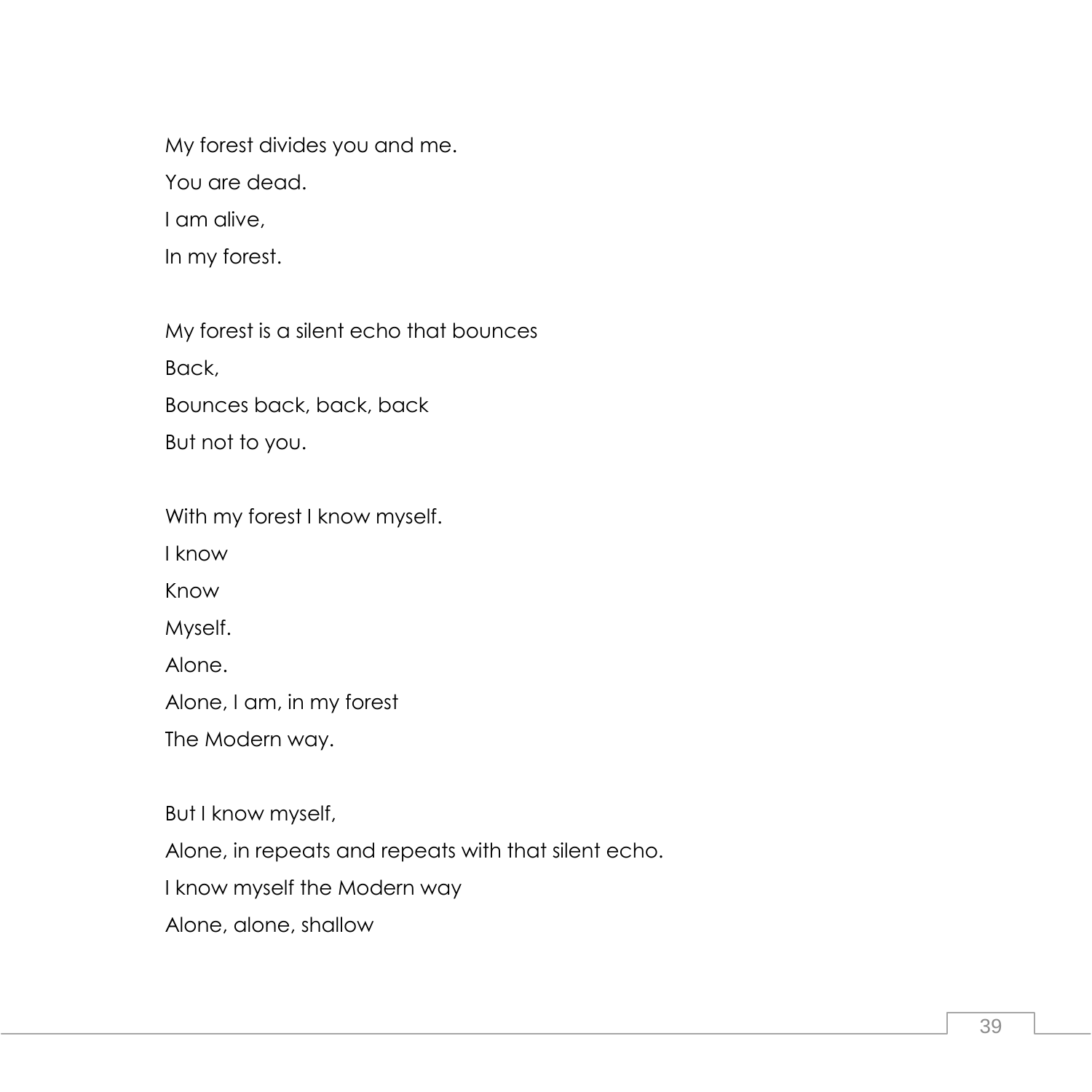My forest divides you and me.  
You are dead.  
I am alive,  
In my forest.

My forest is a silent echo that bounces  
Back,  
Bounces back, back, back  
But not to you.

With my forest I know myself.  
I know  
Know  
Myself.  
Alone.  
Alone, I am, in my forest  
The Modern way.

But I know myself,  
Alone, in repeats and repeats with that silent echo.  
I know myself the Modern way  
Alone, alone, shallow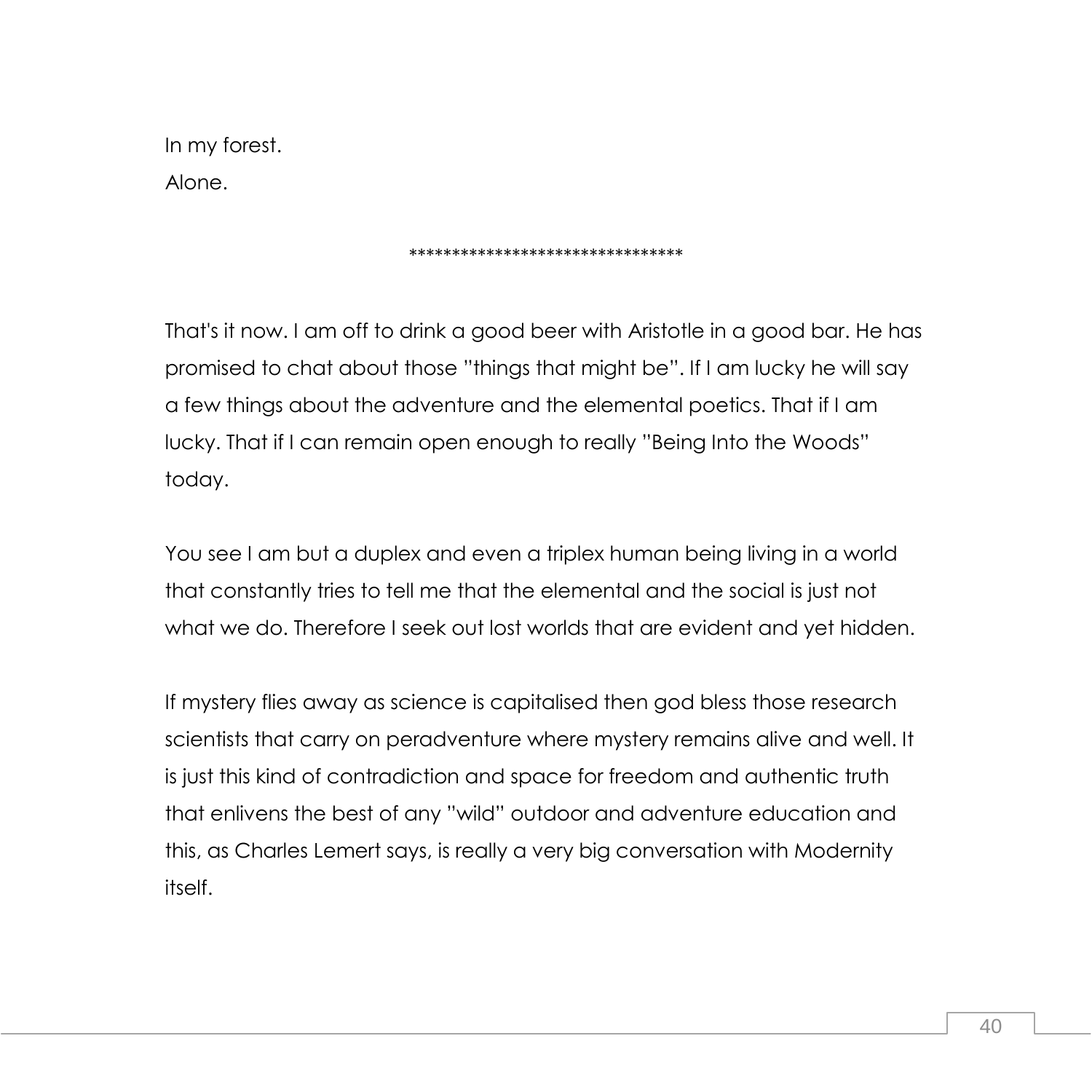In my forest.
Alone.

********************************

That's it now. I am off to drink a good beer with Aristotle in a good bar. He has promised to chat about those "things that might be". If I am lucky he will say a few things about the adventure and the elemental poetics. That if I am lucky. That if I can remain open enough to really "Being Into the Woods" today.

You see I am but a duplex and even a triplex human being living in a world that constantly tries to tell me that the elemental and the social is just not what we do. Therefore I seek out lost worlds that are evident and yet hidden.

If mystery flies away as science is capitalised then god bless those research scientists that carry on peradventure where mystery remains alive and well. It is just this kind of contradiction and space for freedom and authentic truth that enlivens the best of any "wild" outdoor and adventure education and this, as Charles Lemert says, is really a very big conversation with Modernity itself.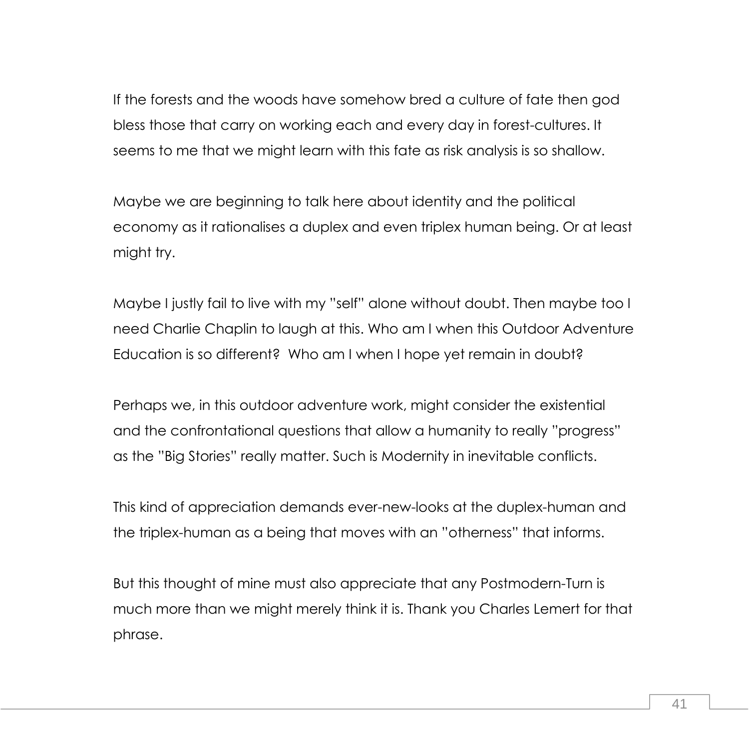If the forests and the woods have somehow bred a culture of fate then god bless those that carry on working each and every day in forest-cultures. It seems to me that we might learn with this fate as risk analysis is so shallow.

Maybe we are beginning to talk here about identity and the political economy as it rationalises a duplex and even triplex human being. Or at least might try.

Maybe I justly fail to live with my "self" alone without doubt. Then maybe too I need Charlie Chaplin to laugh at this. Who am I when this Outdoor Adventure Education is so different? Who am I when I hope yet remain in doubt?

Perhaps we, in this outdoor adventure work, might consider the existential and the confrontational questions that allow a humanity to really "progress" as the "Big Stories" really matter. Such is Modernity in inevitable conflicts.

This kind of appreciation demands ever-new-looks at the duplex-human and the triplex-human as a being that moves with an "otherness" that informs.

But this thought of mine must also appreciate that any Postmodern-Turn is much more than we might merely think it is. Thank you Charles Lemert for that phrase.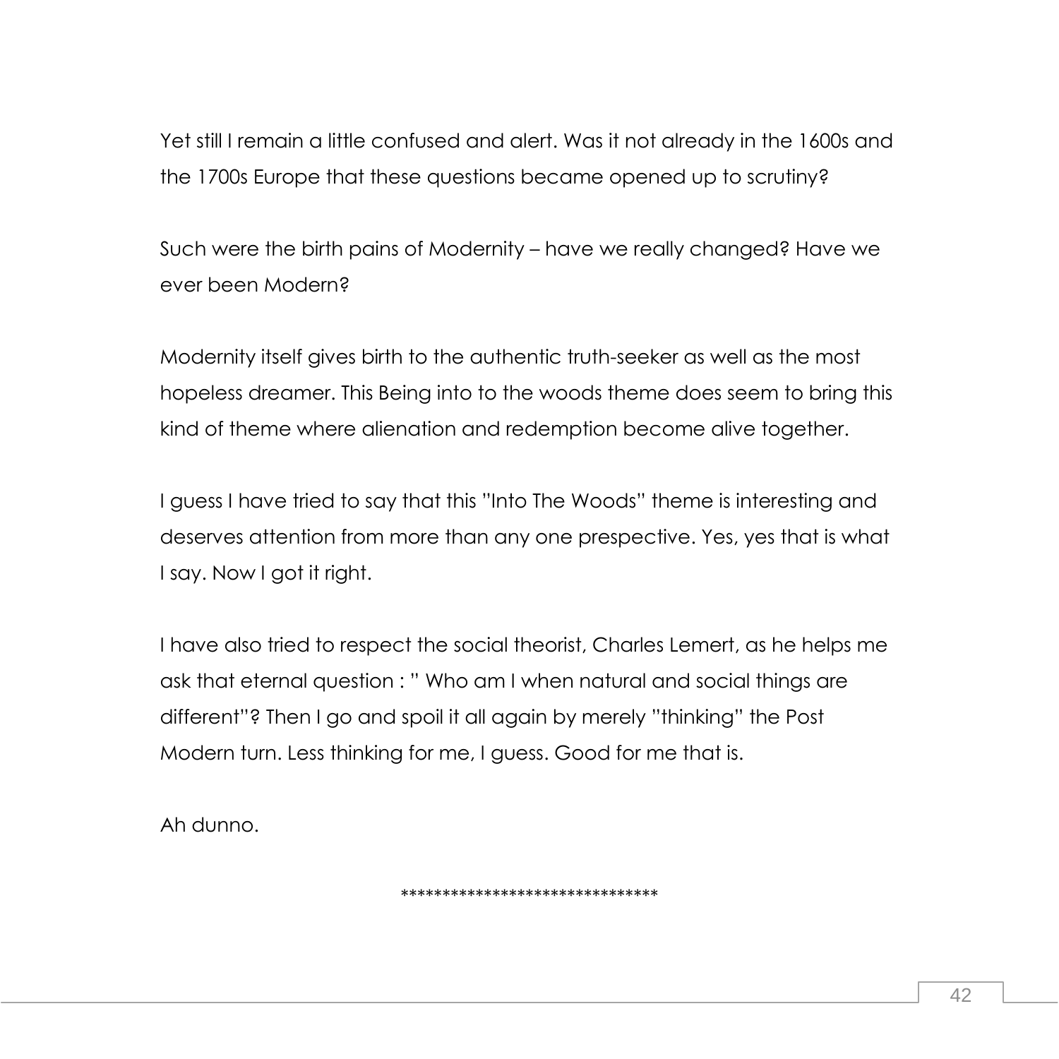Yet still I remain a little confused and alert. Was it not already in the 1600s and the 1700s Europe that these questions became opened up to scrutiny?

Such were the birth pains of Modernity – have we really changed? Have we ever been Modern?

Modernity itself gives birth to the authentic truth-seeker as well as the most hopeless dreamer. This Being into to the woods theme does seem to bring this kind of theme where alienation and redemption become alive together.

I guess I have tried to say that this "Into The Woods" theme is interesting and deserves attention from more than any one prespective. Yes, yes that is what I say. Now I got it right.

I have also tried to respect the social theorist, Charles Lemert, as he helps me ask that eternal question : " Who am I when natural and social things are different"? Then I go and spoil it all again by merely "thinking" the Post Modern turn. Less thinking for me, I guess. Good for me that is.

Ah dunno.

*******************************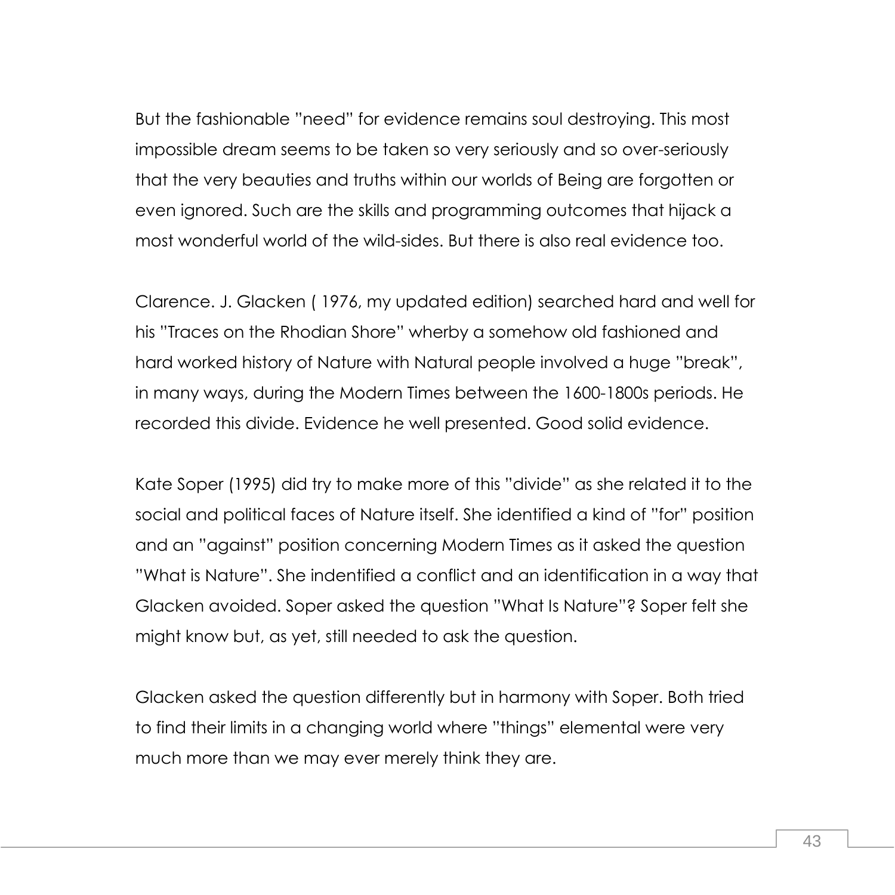But the fashionable "need" for evidence remains soul destroying. This most impossible dream seems to be taken so very seriously and so over-seriously that the very beauties and truths within our worlds of Being are forgotten or even ignored. Such are the skills and programming outcomes that hijack a most wonderful world of the wild-sides. But there is also real evidence too.

Clarence. J. Glacken ( 1976, my updated edition) searched hard and well for his "Traces on the Rhodian Shore" wherby a somehow old fashioned and hard worked history of Nature with Natural people involved a huge "break", in many ways, during the Modern Times between the 1600-1800s periods. He recorded this divide. Evidence he well presented. Good solid evidence.

Kate Soper (1995) did try to make more of this "divide" as she related it to the social and political faces of Nature itself. She identified a kind of "for" position and an "against" position concerning Modern Times as it asked the question "What is Nature". She indentified a conflict and an identification in a way that Glacken avoided. Soper asked the question "What Is Nature"? Soper felt she might know but, as yet, still needed to ask the question.

Glacken asked the question differently but in harmony with Soper. Both tried to find their limits in a changing world where "things" elemental were very much more than we may ever merely think they are.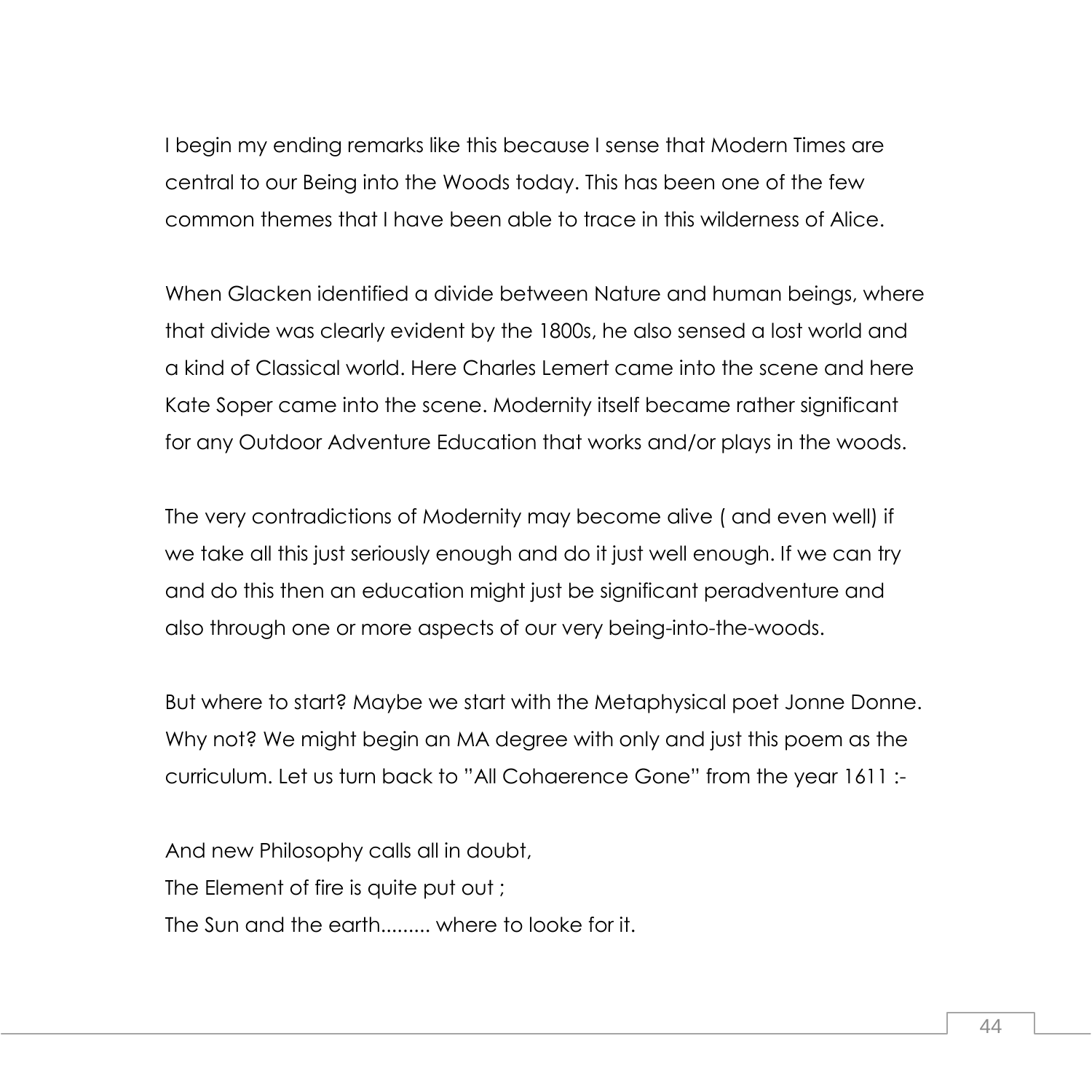I begin my ending remarks like this because I sense that Modern Times are central to our Being into the Woods today. This has been one of the few common themes that I have been able to trace in this wilderness of Alice.

When Glacken identified a divide between Nature and human beings, where that divide was clearly evident by the 1800s, he also sensed a lost world and a kind of Classical world. Here Charles Lemert came into the scene and here Kate Soper came into the scene. Modernity itself became rather significant for any Outdoor Adventure Education that works and/or plays in the woods.

The very contradictions of Modernity may become alive ( and even well) if we take all this just seriously enough and do it just well enough. If we can try and do this then an education might just be significant peradventure and also through one or more aspects of our very being-into-the-woods.

But where to start? Maybe we start with the Metaphysical poet Jonne Donne. Why not? We might begin an MA degree with only and just this poem as the curriculum. Let us turn back to "All Cohaerence Gone" from the year 1611 :-

And new Philosophy calls all in doubt,  
The Element of fire is quite put out ;  
The Sun and the earth......... where to looke for it.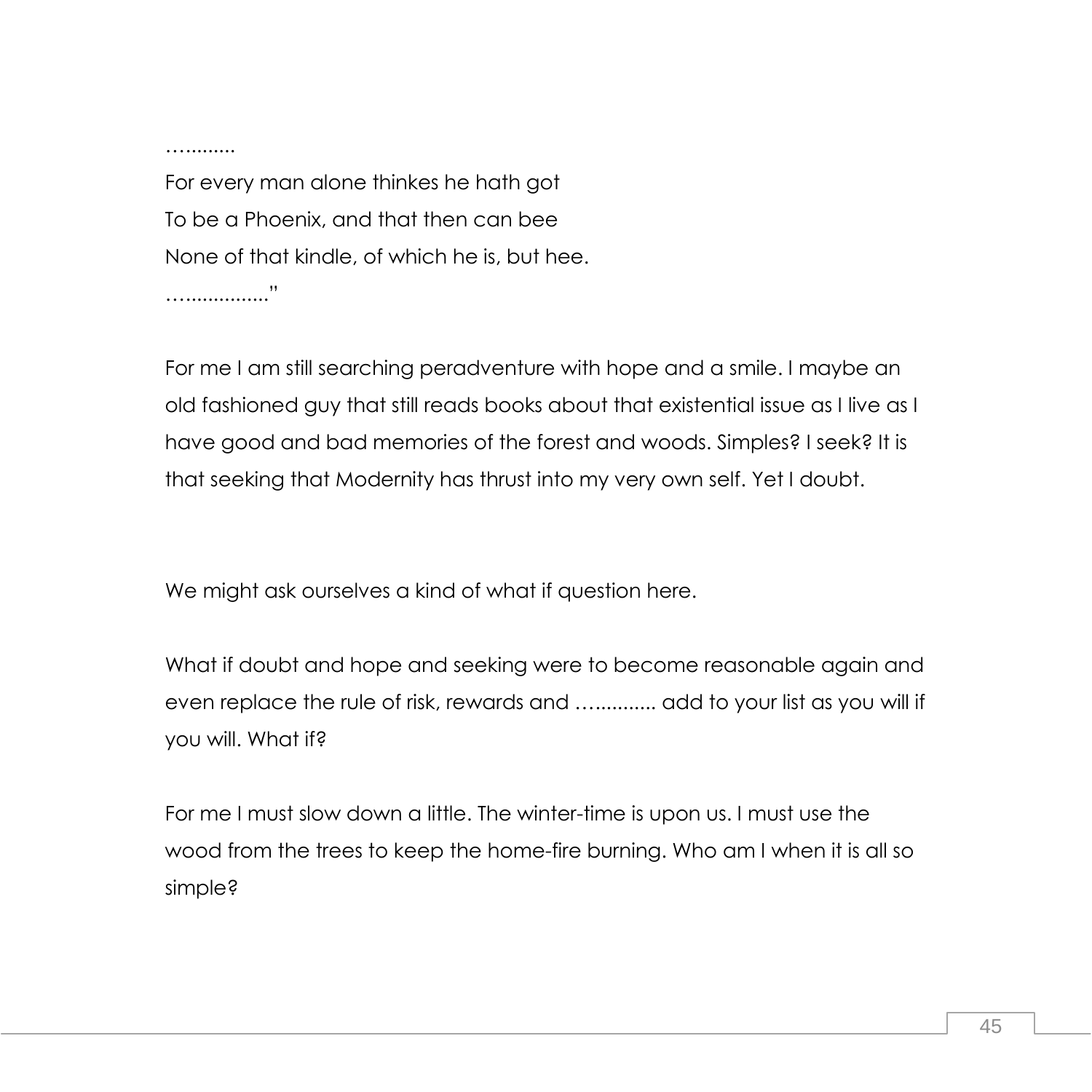…..........

For every man alone thinkes he hath got  
To be a Phoenix, and that then can bee  
None of that kindle, of which he is, but hee.

…................"

For me I am still searching peradventure with hope and a smile. I maybe an old fashioned guy that still reads books about that existential issue as I live as I have good and bad memories of the forest and woods. Simples? I seek? It is that seeking that Modernity has thrust into my very own self. Yet I doubt.

We might ask ourselves a kind of what if question here.

What if doubt and hope and seeking were to become reasonable again and even replace the rule of risk, rewards and …........... add to your list as you will if you will. What if?

For me I must slow down a little. The winter-time is upon us. I must use the wood from the trees to keep the home-fire burning. Who am I when it is all so simple?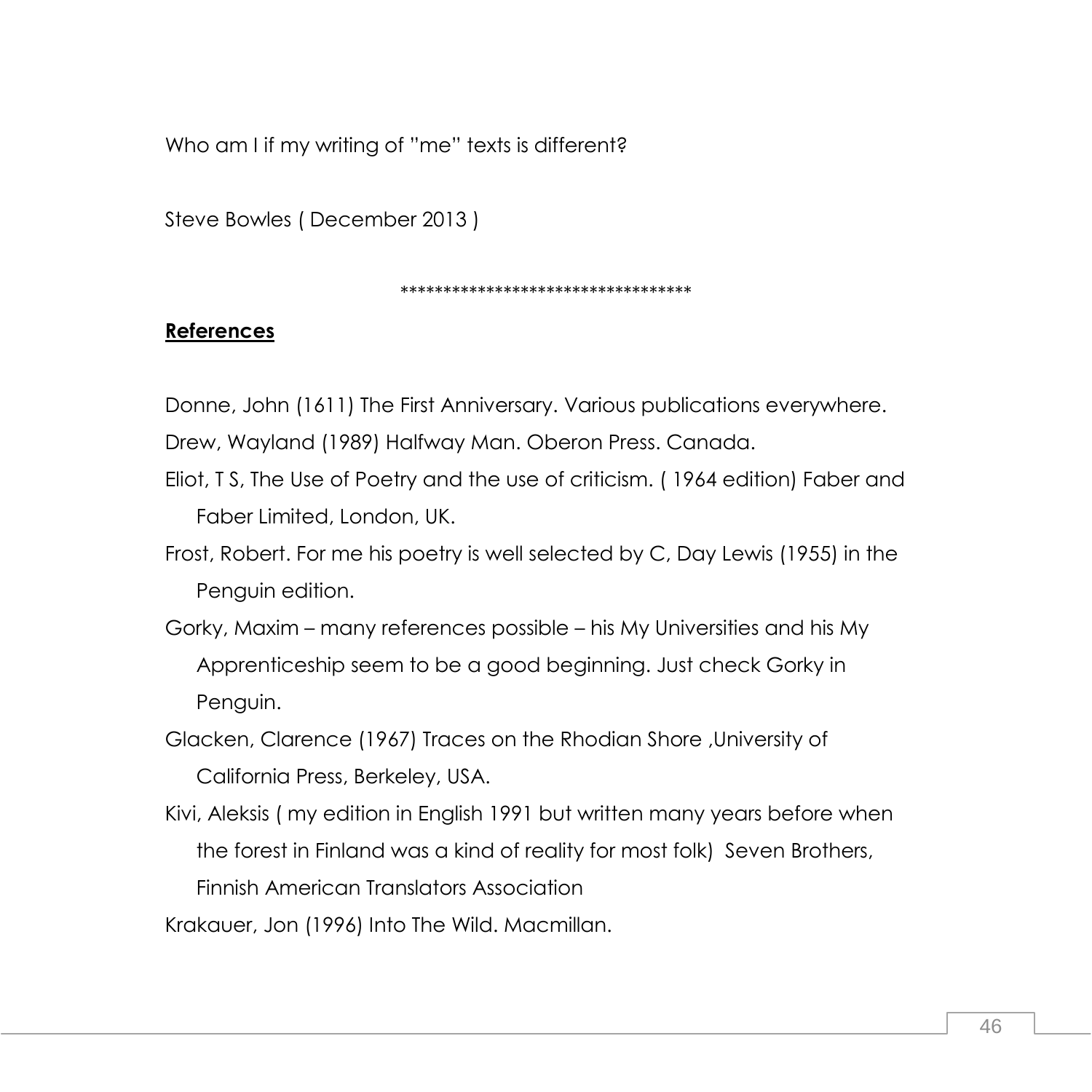Who am I if my writing of "me" texts is different?

Steve Bowles ( December 2013 )

**********************************

## References

Donne, John (1611) The First Anniversary. Various publications everywhere.

Drew, Wayland (1989) Halfway Man. Oberon Press. Canada.

Eliot, T S, The Use of Poetry and the use of criticism. ( 1964 edition) Faber and Faber Limited, London, UK.

Frost, Robert. For me his poetry is well selected by C, Day Lewis (1955) in the Penguin edition.

Gorky, Maxim – many references possible – his My Universities and his My Apprenticeship seem to be a good beginning. Just check Gorky in Penguin.

Glacken, Clarence (1967) Traces on the Rhodian Shore ,University of California Press, Berkeley, USA.

Kivi, Aleksis ( my edition in English 1991 but written many years before when the forest in Finland was a kind of reality for most folk) Seven Brothers, Finnish American Translators Association

Krakauer, Jon (1996) Into The Wild. Macmillan.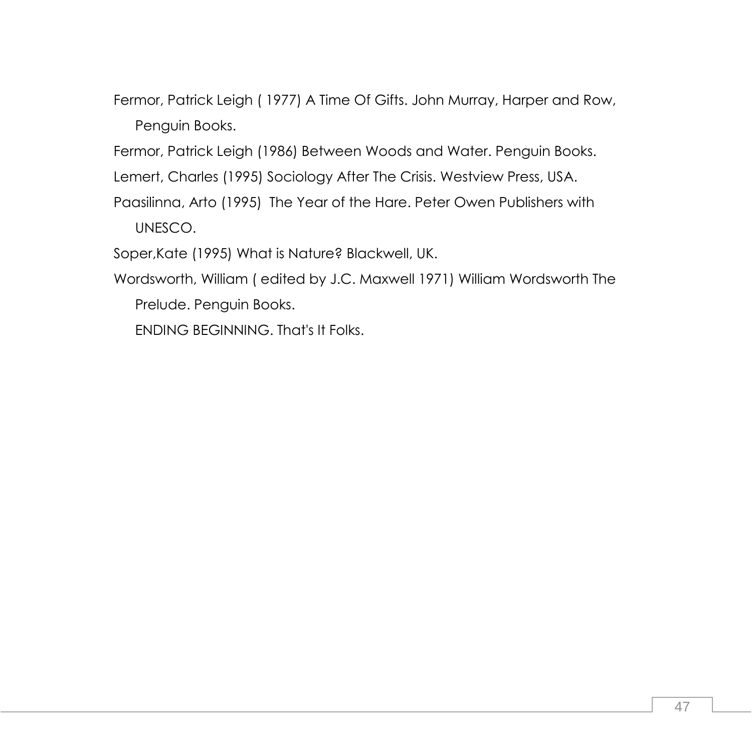Fermor, Patrick Leigh ( 1977) A Time Of Gifts. John Murray, Harper and Row, Penguin Books.

Fermor, Patrick Leigh (1986) Between Woods and Water. Penguin Books.

Lemert, Charles (1995) Sociology After The Crisis. Westview Press, USA.

Paasilinna, Arto (1995) The Year of the Hare. Peter Owen Publishers with UNESCO.

Soper,Kate (1995) What is Nature? Blackwell, UK.

Wordsworth, William ( edited by J.C. Maxwell 1971) William Wordsworth The Prelude. Penguin Books.

ENDING BEGINNING. That's It Folks.